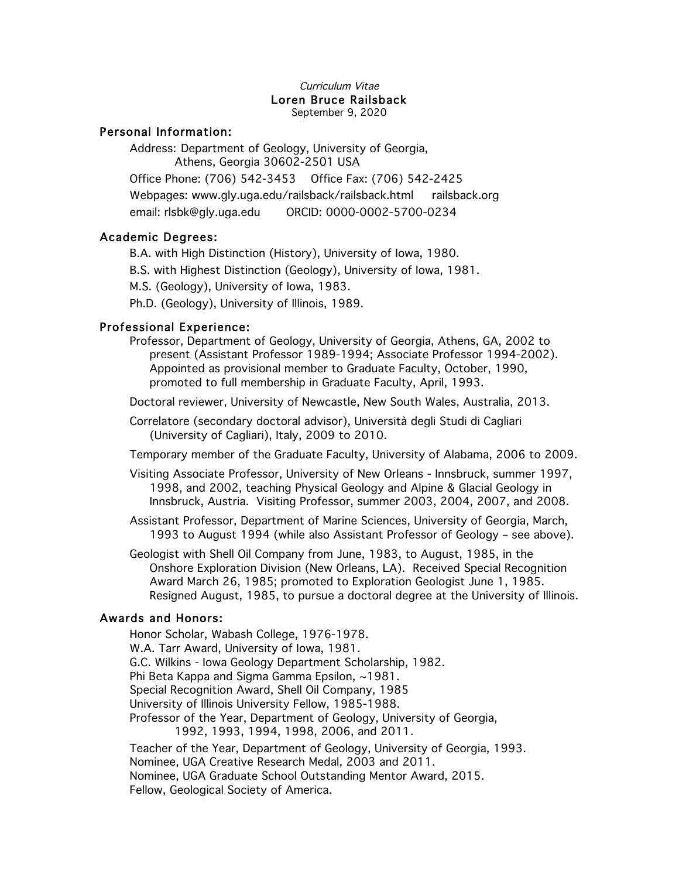*Curriculum Vitae*

# Loren Bruce Railsback

September 9, 2020

## Personal Information:

Address: Department of Geology, University of Georgia,
Athens, Georgia 30602-2501 USA

Office Phone: (706) 542-3453    Office Fax: (706) 542-2425

Webpages: www.gly.uga.edu/railsback/railsback.html    railsback.org

email: rlsbk@gly.uga.edu    ORCID: 0000-0002-5700-0234

## Academic Degrees:

B.A. with High Distinction (History), University of Iowa, 1980.

B.S. with Highest Distinction (Geology), University of Iowa, 1981.

M.S. (Geology), University of Iowa, 1983.

Ph.D. (Geology), University of Illinois, 1989.

## Professional Experience:

Professor, Department of Geology, University of Georgia, Athens, GA, 2002 to present (Assistant Professor 1989-1994; Associate Professor 1994-2002). Appointed as provisional member to Graduate Faculty, October, 1990, promoted to full membership in Graduate Faculty, April, 1993.

Doctoral reviewer, University of Newcastle, New South Wales, Australia, 2013.

Correlatore (secondary doctoral advisor), Università degli Studi di Cagliari (University of Cagliari), Italy, 2009 to 2010.

Temporary member of the Graduate Faculty, University of Alabama, 2006 to 2009.

Visiting Associate Professor, University of New Orleans - Innsbruck, summer 1997, 1998, and 2002, teaching Physical Geology and Alpine & Glacial Geology in Innsbruck, Austria. Visiting Professor, summer 2003, 2004, 2007, and 2008.

Assistant Professor, Department of Marine Sciences, University of Georgia, March, 1993 to August 1994 (while also Assistant Professor of Geology – see above).

Geologist with Shell Oil Company from June, 1983, to August, 1985, in the Onshore Exploration Division (New Orleans, LA). Received Special Recognition Award March 26, 1985; promoted to Exploration Geologist June 1, 1985. Resigned August, 1985, to pursue a doctoral degree at the University of Illinois.

## Awards and Honors:

Honor Scholar, Wabash College, 1976-1978.
W.A. Tarr Award, University of Iowa, 1981.
G.C. Wilkins - Iowa Geology Department Scholarship, 1982.
Phi Beta Kappa and Sigma Gamma Epsilon, ~1981.
Special Recognition Award, Shell Oil Company, 1985
University of Illinois University Fellow, 1985-1988.
Professor of the Year, Department of Geology, University of Georgia, 1992, 1993, 1994, 1998, 2006, and 2011.

Teacher of the Year, Department of Geology, University of Georgia, 1993.
Nominee, UGA Creative Research Medal, 2003 and 2011.
Nominee, UGA Graduate School Outstanding Mentor Award, 2015.
Fellow, Geological Society of America.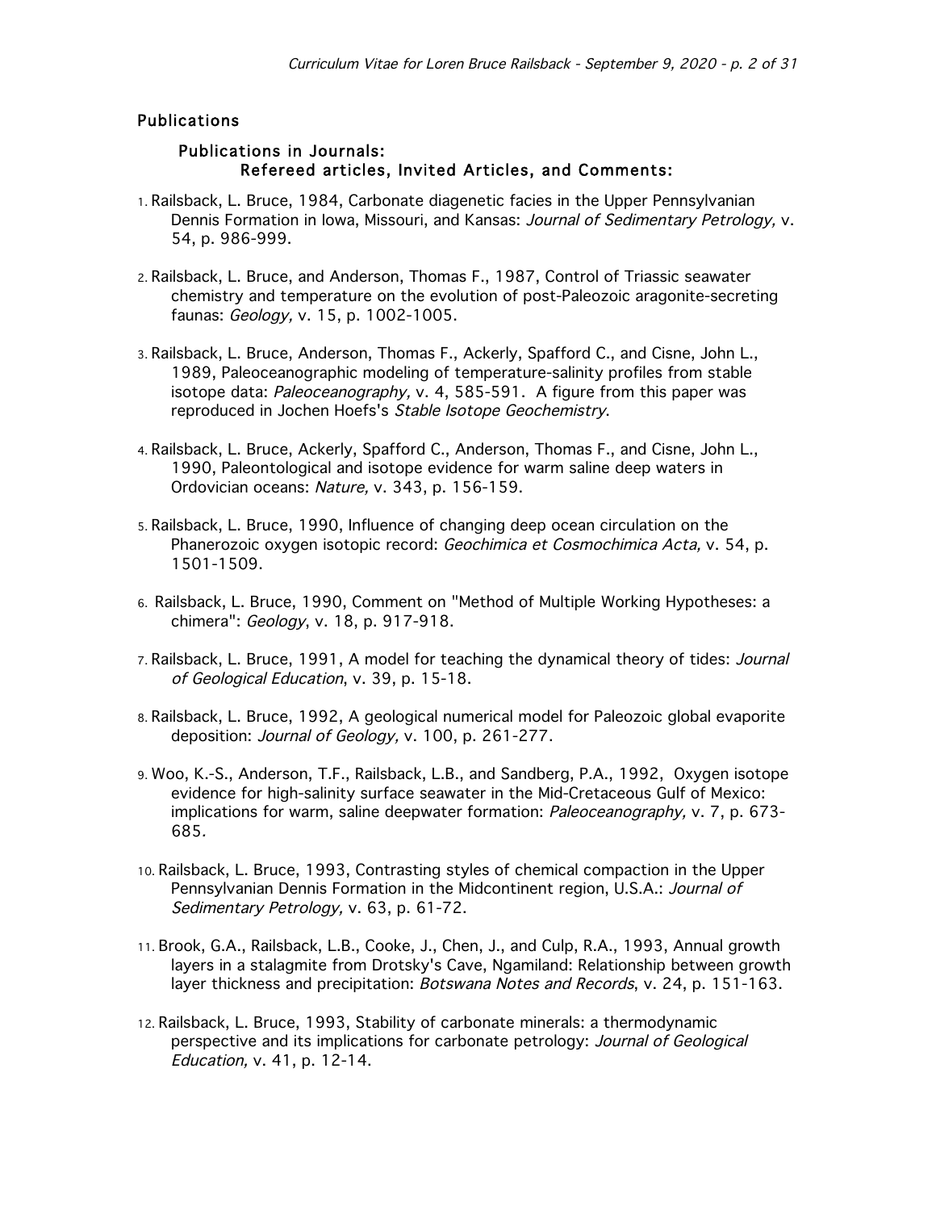## Publications

### Publications in Journals:
#### Refereed articles, Invited Articles, and Comments:

1. Railsback, L. Bruce, 1984, Carbonate diagenetic facies in the Upper Pennsylvanian Dennis Formation in Iowa, Missouri, and Kansas: *Journal of Sedimentary Petrology,* v. 54, p. 986-999.

2. Railsback, L. Bruce, and Anderson, Thomas F., 1987, Control of Triassic seawater chemistry and temperature on the evolution of post-Paleozoic aragonite-secreting faunas: *Geology,* v. 15, p. 1002-1005.

3. Railsback, L. Bruce, Anderson, Thomas F., Ackerly, Spafford C., and Cisne, John L., 1989, Paleoceanographic modeling of temperature-salinity profiles from stable isotope data: *Paleoceanography,* v. 4, 585-591. A figure from this paper was reproduced in Jochen Hoefs's *Stable Isotope Geochemistry*.

4. Railsback, L. Bruce, Ackerly, Spafford C., Anderson, Thomas F., and Cisne, John L., 1990, Paleontological and isotope evidence for warm saline deep waters in Ordovician oceans: *Nature,* v. 343, p. 156-159.

5. Railsback, L. Bruce, 1990, Influence of changing deep ocean circulation on the Phanerozoic oxygen isotopic record: *Geochimica et Cosmochimica Acta,* v. 54, p. 1501-1509.

6. Railsback, L. Bruce, 1990, Comment on "Method of Multiple Working Hypotheses: a chimera": *Geology*, v. 18, p. 917-918.

7. Railsback, L. Bruce, 1991, A model for teaching the dynamical theory of tides: *Journal of Geological Education*, v. 39, p. 15-18.

8. Railsback, L. Bruce, 1992, A geological numerical model for Paleozoic global evaporite deposition: *Journal of Geology,* v. 100, p. 261-277.

9. Woo, K.-S., Anderson, T.F., Railsback, L.B., and Sandberg, P.A., 1992, Oxygen isotope evidence for high-salinity surface seawater in the Mid-Cretaceous Gulf of Mexico: implications for warm, saline deepwater formation: *Paleoceanography,* v. 7, p. 673-685.

10. Railsback, L. Bruce, 1993, Contrasting styles of chemical compaction in the Upper Pennsylvanian Dennis Formation in the Midcontinent region, U.S.A.: *Journal of Sedimentary Petrology,* v. 63, p. 61-72.

11. Brook, G.A., Railsback, L.B., Cooke, J., Chen, J., and Culp, R.A., 1993, Annual growth layers in a stalagmite from Drotsky's Cave, Ngamiland: Relationship between growth layer thickness and precipitation: *Botswana Notes and Records*, v. 24, p. 151-163.

12. Railsback, L. Bruce, 1993, Stability of carbonate minerals: a thermodynamic perspective and its implications for carbonate petrology: *Journal of Geological Education,* v. 41, p. 12-14.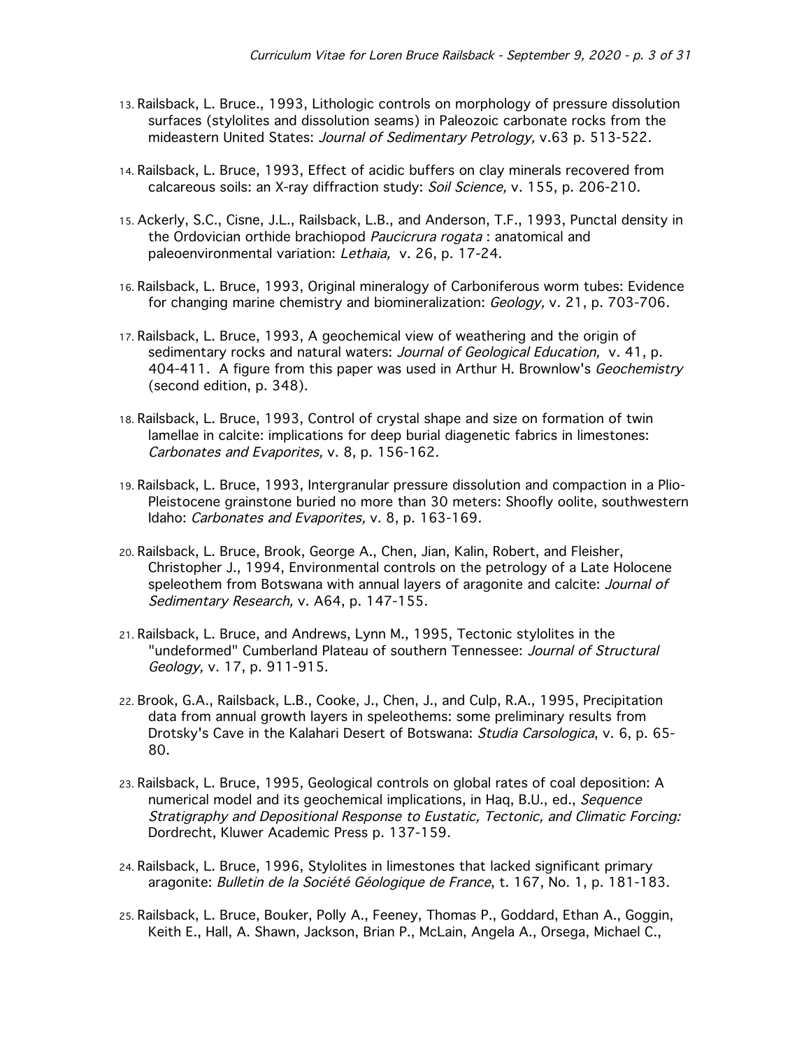13. Railsback, L. Bruce., 1993, Lithologic controls on morphology of pressure dissolution surfaces (stylolites and dissolution seams) in Paleozoic carbonate rocks from the mideastern United States: *Journal of Sedimentary Petrology,* v.63 p. 513-522.

14. Railsback, L. Bruce, 1993, Effect of acidic buffers on clay minerals recovered from calcareous soils: an X-ray diffraction study: *Soil Science,* v. 155, p. 206-210.

15. Ackerly, S.C., Cisne, J.L., Railsback, L.B., and Anderson, T.F., 1993, Punctal density in the Ordovician orthide brachiopod *Paucicrura rogata* : anatomical and paleoenvironmental variation: *Lethaia,* v. 26, p. 17-24.

16. Railsback, L. Bruce, 1993, Original mineralogy of Carboniferous worm tubes: Evidence for changing marine chemistry and biomineralization: *Geology,* v. 21, p. 703-706.

17. Railsback, L. Bruce, 1993, A geochemical view of weathering and the origin of sedimentary rocks and natural waters: *Journal of Geological Education,* v. 41, p. 404-411. A figure from this paper was used in Arthur H. Brownlow's *Geochemistry* (second edition, p. 348).

18. Railsback, L. Bruce, 1993, Control of crystal shape and size on formation of twin lamellae in calcite: implications for deep burial diagenetic fabrics in limestones: *Carbonates and Evaporites,* v. 8, p. 156-162.

19. Railsback, L. Bruce, 1993, Intergranular pressure dissolution and compaction in a Plio-Pleistocene grainstone buried no more than 30 meters: Shoofly oolite, southwestern Idaho: *Carbonates and Evaporites,* v. 8, p. 163-169.

20. Railsback, L. Bruce, Brook, George A., Chen, Jian, Kalin, Robert, and Fleisher, Christopher J., 1994, Environmental controls on the petrology of a Late Holocene speleothem from Botswana with annual layers of aragonite and calcite: *Journal of Sedimentary Research,* v. A64, p. 147-155.

21. Railsback, L. Bruce, and Andrews, Lynn M., 1995, Tectonic stylolites in the "undeformed" Cumberland Plateau of southern Tennessee: *Journal of Structural Geology,* v. 17, p. 911-915.

22. Brook, G.A., Railsback, L.B., Cooke, J., Chen, J., and Culp, R.A., 1995, Precipitation data from annual growth layers in speleothems: some preliminary results from Drotsky's Cave in the Kalahari Desert of Botswana: *Studia Carsologica*, v. 6, p. 65-80.

23. Railsback, L. Bruce, 1995, Geological controls on global rates of coal deposition: A numerical model and its geochemical implications, in Haq, B.U., ed., *Sequence Stratigraphy and Depositional Response to Eustatic, Tectonic, and Climatic Forcing:* Dordrecht, Kluwer Academic Press p. 137-159.

24. Railsback, L. Bruce, 1996, Stylolites in limestones that lacked significant primary aragonite: *Bulletin de la Société Géologique de France*, t. 167, No. 1, p. 181-183.

25. Railsback, L. Bruce, Bouker, Polly A., Feeney, Thomas P., Goddard, Ethan A., Goggin, Keith E., Hall, A. Shawn, Jackson, Brian P., McLain, Angela A., Orsega, Michael C.,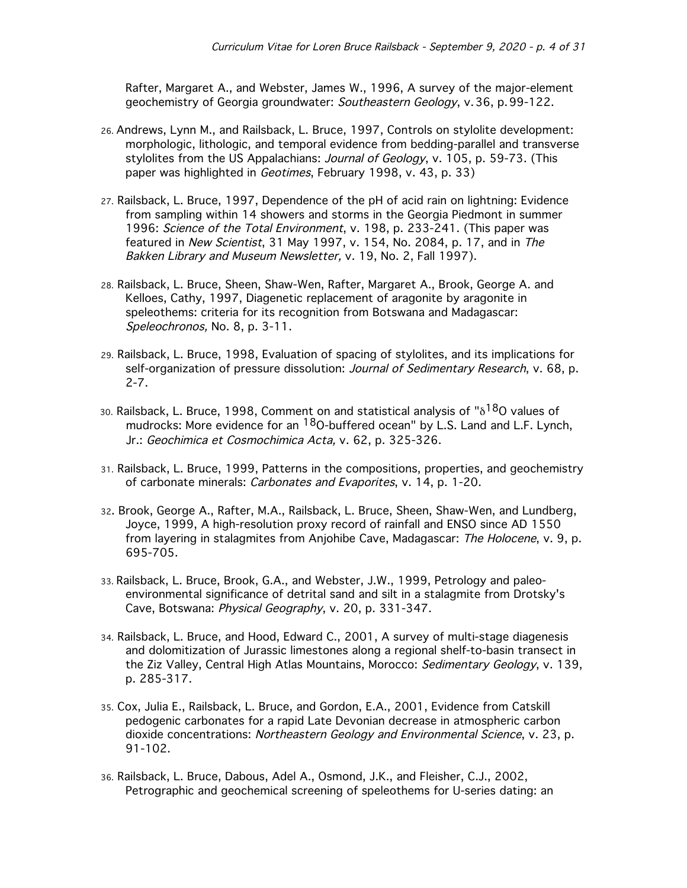Rafter, Margaret A., and Webster, James W., 1996, A survey of the major-element geochemistry of Georgia groundwater: *Southeastern Geology*, v.36, p.99-122.

26. Andrews, Lynn M., and Railsback, L. Bruce, 1997, Controls on stylolite development: morphologic, lithologic, and temporal evidence from bedding-parallel and transverse stylolites from the US Appalachians: *Journal of Geology*, v. 105, p. 59-73. (This paper was highlighted in *Geotimes*, February 1998, v. 43, p. 33)

27. Railsback, L. Bruce, 1997, Dependence of the pH of acid rain on lightning: Evidence from sampling within 14 showers and storms in the Georgia Piedmont in summer 1996: *Science of the Total Environment*, v. 198, p. 233-241. (This paper was featured in *New Scientist*, 31 May 1997, v. 154, No. 2084, p. 17, and in *The Bakken Library and Museum Newsletter,* v. 19, No. 2, Fall 1997).

28. Railsback, L. Bruce, Sheen, Shaw-Wen, Rafter, Margaret A., Brook, George A. and Kelloes, Cathy, 1997, Diagenetic replacement of aragonite by aragonite in speleothems: criteria for its recognition from Botswana and Madagascar: *Speleochronos,* No. 8, p. 3-11.

29. Railsback, L. Bruce, 1998, Evaluation of spacing of stylolites, and its implications for self-organization of pressure dissolution: *Journal of Sedimentary Research*, v. 68, p. 2-7.

30. Railsback, L. Bruce, 1998, Comment on and statistical analysis of "$\delta^{18}O$ values of mudrocks: More evidence for an $^{18}O$-buffered ocean" by L.S. Land and L.F. Lynch, Jr.: *Geochimica et Cosmochimica Acta,* v. 62, p. 325-326.

31. Railsback, L. Bruce, 1999, Patterns in the compositions, properties, and geochemistry of carbonate minerals: *Carbonates and Evaporites*, v. 14, p. 1-20.

32. Brook, George A., Rafter, M.A., Railsback, L. Bruce, Sheen, Shaw-Wen, and Lundberg, Joyce, 1999, A high-resolution proxy record of rainfall and ENSO since AD 1550 from layering in stalagmites from Anjohibe Cave, Madagascar: *The Holocene*, v. 9, p. 695-705.

33. Railsback, L. Bruce, Brook, G.A., and Webster, J.W., 1999, Petrology and paleo-environmental significance of detrital sand and silt in a stalagmite from Drotsky's Cave, Botswana: *Physical Geography*, v. 20, p. 331-347.

34. Railsback, L. Bruce, and Hood, Edward C., 2001, A survey of multi-stage diagenesis and dolomitization of Jurassic limestones along a regional shelf-to-basin transect in the Ziz Valley, Central High Atlas Mountains, Morocco: *Sedimentary Geology*, v. 139, p. 285-317.

35. Cox, Julia E., Railsback, L. Bruce, and Gordon, E.A., 2001, Evidence from Catskill pedogenic carbonates for a rapid Late Devonian decrease in atmospheric carbon dioxide concentrations: *Northeastern Geology and Environmental Science*, v. 23, p. 91-102.

36. Railsback, L. Bruce, Dabous, Adel A., Osmond, J.K., and Fleisher, C.J., 2002, Petrographic and geochemical screening of speleothems for U-series dating: an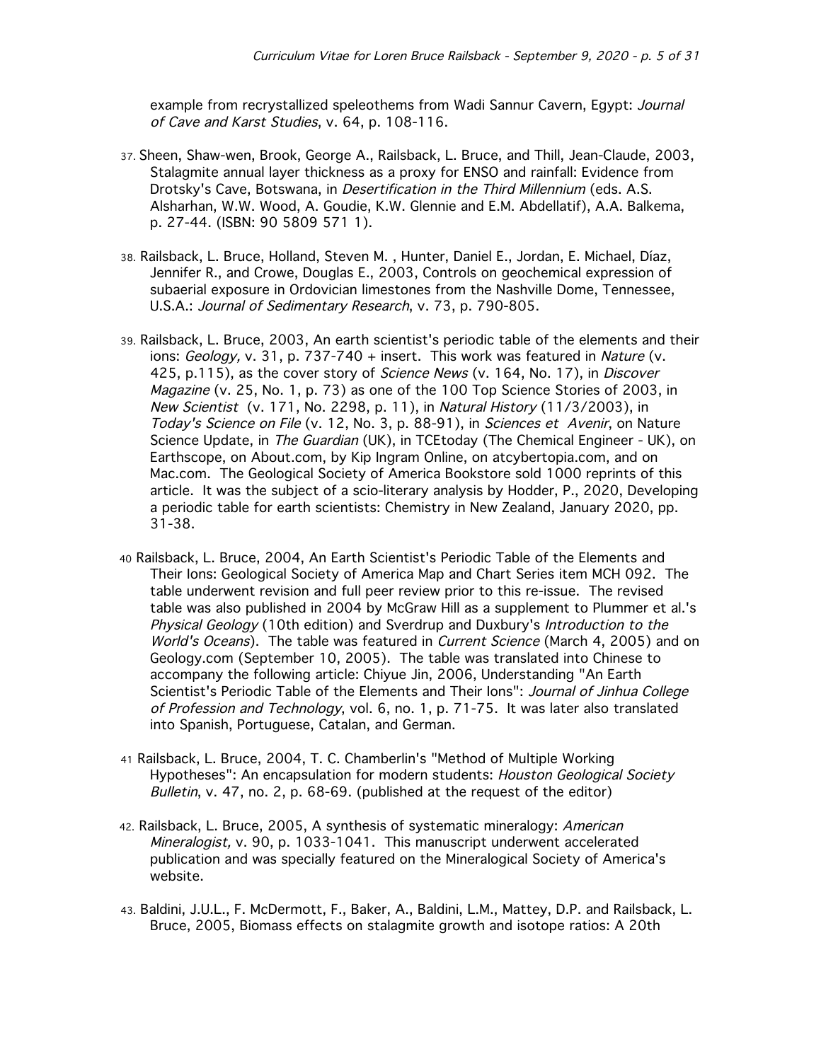example from recrystallized speleothems from Wadi Sannur Cavern, Egypt: *Journal of Cave and Karst Studies*, v. 64, p. 108-116.

37. Sheen, Shaw-wen, Brook, George A., Railsback, L. Bruce, and Thill, Jean-Claude, 2003, Stalagmite annual layer thickness as a proxy for ENSO and rainfall: Evidence from Drotsky's Cave, Botswana, in *Desertification in the Third Millennium* (eds. A.S. Alsharhan, W.W. Wood, A. Goudie, K.W. Glennie and E.M. Abdellatif), A.A. Balkema, p. 27-44. (ISBN: 90 5809 571 1).

38. Railsback, L. Bruce, Holland, Steven M. , Hunter, Daniel E., Jordan, E. Michael, Díaz, Jennifer R., and Crowe, Douglas E., 2003, Controls on geochemical expression of subaerial exposure in Ordovician limestones from the Nashville Dome, Tennessee, U.S.A.: *Journal of Sedimentary Research*, v. 73, p. 790-805.

39. Railsback, L. Bruce, 2003, An earth scientist's periodic table of the elements and their ions: *Geology,* v. 31, p. 737-740 + insert. This work was featured in *Nature* (v. 425, p.115), as the cover story of *Science News* (v. 164, No. 17), in *Discover Magazine* (v. 25, No. 1, p. 73) as one of the 100 Top Science Stories of 2003, in *New Scientist* (v. 171, No. 2298, p. 11), in *Natural History* (11/3/2003), in *Today's Science on File* (v. 12, No. 3, p. 88-91), in *Sciences et Avenir*, on Nature Science Update, in *The Guardian* (UK), in TCEtoday (The Chemical Engineer - UK), on Earthscope, on About.com, by Kip Ingram Online, on atcybertopia.com, and on Mac.com. The Geological Society of America Bookstore sold 1000 reprints of this article. It was the subject of a scio-literary analysis by Hodder, P., 2020, Developing a periodic table for earth scientists: Chemistry in New Zealand, January 2020, pp. 31-38.

40 Railsback, L. Bruce, 2004, An Earth Scientist's Periodic Table of the Elements and Their Ions: Geological Society of America Map and Chart Series item MCH 092. The table underwent revision and full peer review prior to this re-issue. The revised table was also published in 2004 by McGraw Hill as a supplement to Plummer et al.'s *Physical Geology* (10th edition) and Sverdrup and Duxbury's *Introduction to the World's Oceans*). The table was featured in *Current Science* (March 4, 2005) and on Geology.com (September 10, 2005). The table was translated into Chinese to accompany the following article: Chiyue Jin, 2006, Understanding "An Earth Scientist's Periodic Table of the Elements and Their Ions": *Journal of Jinhua College of Profession and Technology*, vol. 6, no. 1, p. 71-75. It was later also translated into Spanish, Portuguese, Catalan, and German.

41 Railsback, L. Bruce, 2004, T. C. Chamberlin's "Method of Multiple Working Hypotheses": An encapsulation for modern students: *Houston Geological Society Bulletin*, v. 47, no. 2, p. 68-69. (published at the request of the editor)

42. Railsback, L. Bruce, 2005, A synthesis of systematic mineralogy: *American Mineralogist,* v. 90, p. 1033-1041. This manuscript underwent accelerated publication and was specially featured on the Mineralogical Society of America's website.

43. Baldini, J.U.L., F. McDermott, F., Baker, A., Baldini, L.M., Mattey, D.P. and Railsback, L. Bruce, 2005, Biomass effects on stalagmite growth and isotope ratios: A 20th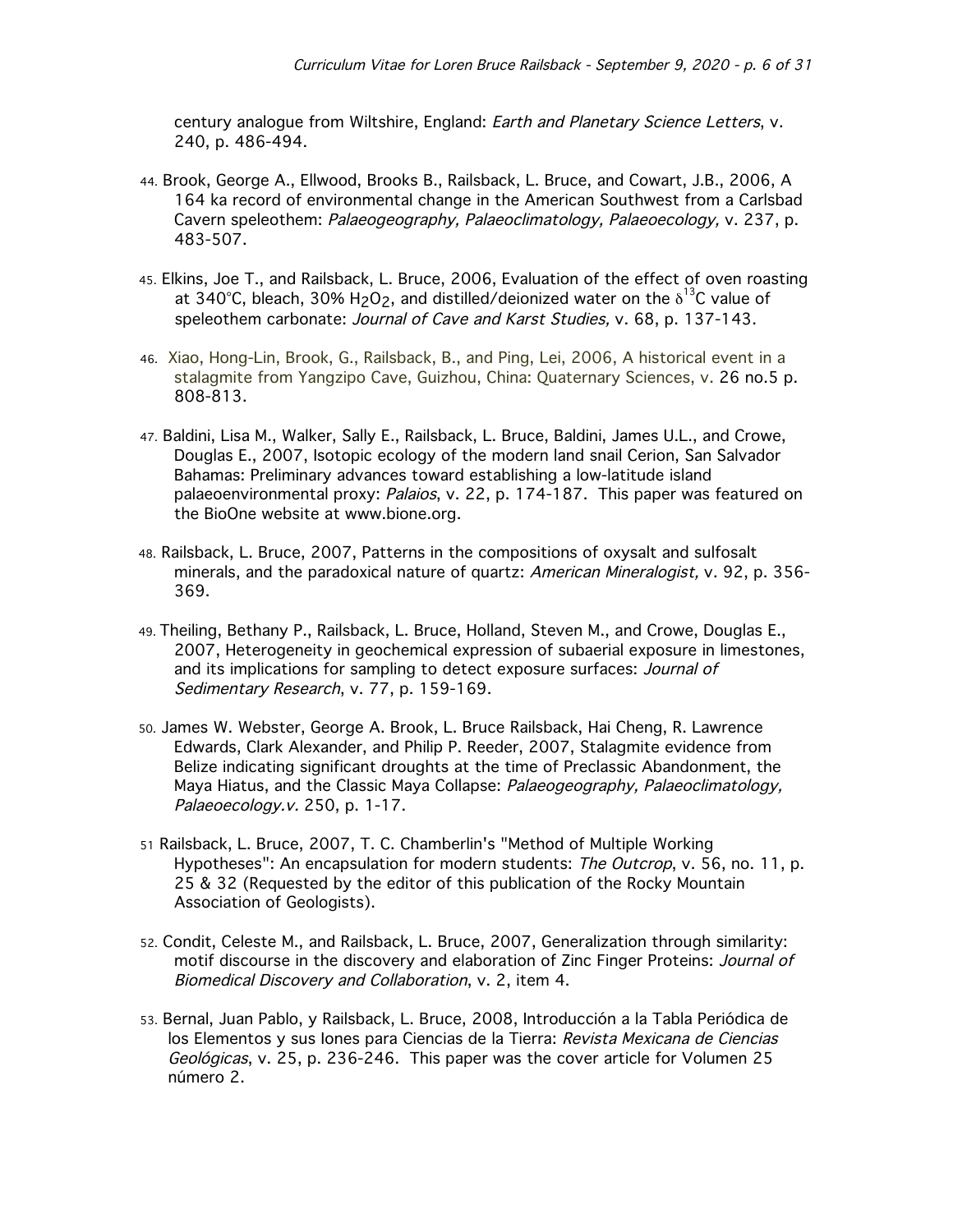century analogue from Wiltshire, England: *Earth and Planetary Science Letters*, v. 240, p. 486-494.

44. Brook, George A., Ellwood, Brooks B., Railsback, L. Bruce, and Cowart, J.B., 2006, A 164 ka record of environmental change in the American Southwest from a Carlsbad Cavern speleothem: *Palaeogeography, Palaeoclimatology, Palaeoecology,* v. 237, p. 483-507.

45. Elkins, Joe T., and Railsback, L. Bruce, 2006, Evaluation of the effect of oven roasting at 340°C, bleach, 30% $H_2O_2$, and distilled/deionized water on the $\delta^{13}C$ value of speleothem carbonate: *Journal of Cave and Karst Studies,* v. 68, p. 137-143.

46. Xiao, Hong-Lin, Brook, G., Railsback, B., and Ping, Lei, 2006, A historical event in a stalagmite from Yangzipo Cave, Guizhou, China: Quaternary Sciences, v. 26 no.5 p. 808-813.

47. Baldini, Lisa M., Walker, Sally E., Railsback, L. Bruce, Baldini, James U.L., and Crowe, Douglas E., 2007, Isotopic ecology of the modern land snail Cerion, San Salvador Bahamas: Preliminary advances toward establishing a low-latitude island palaeoenvironmental proxy: *Palaios*, v. 22, p. 174-187. This paper was featured on the BioOne website at www.bione.org.

48. Railsback, L. Bruce, 2007, Patterns in the compositions of oxysalt and sulfosalt minerals, and the paradoxical nature of quartz: *American Mineralogist,* v. 92, p. 356-369.

49. Theiling, Bethany P., Railsback, L. Bruce, Holland, Steven M., and Crowe, Douglas E., 2007, Heterogeneity in geochemical expression of subaerial exposure in limestones, and its implications for sampling to detect exposure surfaces: *Journal of Sedimentary Research*, v. 77, p. 159-169.

50. James W. Webster, George A. Brook, L. Bruce Railsback, Hai Cheng, R. Lawrence Edwards, Clark Alexander, and Philip P. Reeder, 2007, Stalagmite evidence from Belize indicating significant droughts at the time of Preclassic Abandonment, the Maya Hiatus, and the Classic Maya Collapse: *Palaeogeography, Palaeoclimatology, Palaeoecology.v.* 250, p. 1-17.

51 Railsback, L. Bruce, 2007, T. C. Chamberlin's "Method of Multiple Working Hypotheses": An encapsulation for modern students: *The Outcrop*, v. 56, no. 11, p. 25 & 32 (Requested by the editor of this publication of the Rocky Mountain Association of Geologists).

52. Condit, Celeste M., and Railsback, L. Bruce, 2007, Generalization through similarity: motif discourse in the discovery and elaboration of Zinc Finger Proteins: *Journal of Biomedical Discovery and Collaboration*, v. 2, item 4.

53. Bernal, Juan Pablo, y Railsback, L. Bruce, 2008, Introducción a la Tabla Periódica de los Elementos y sus Iones para Ciencias de la Tierra: *Revista Mexicana de Ciencias Geológicas*, v. 25, p. 236-246. This paper was the cover article for Volumen 25 número 2.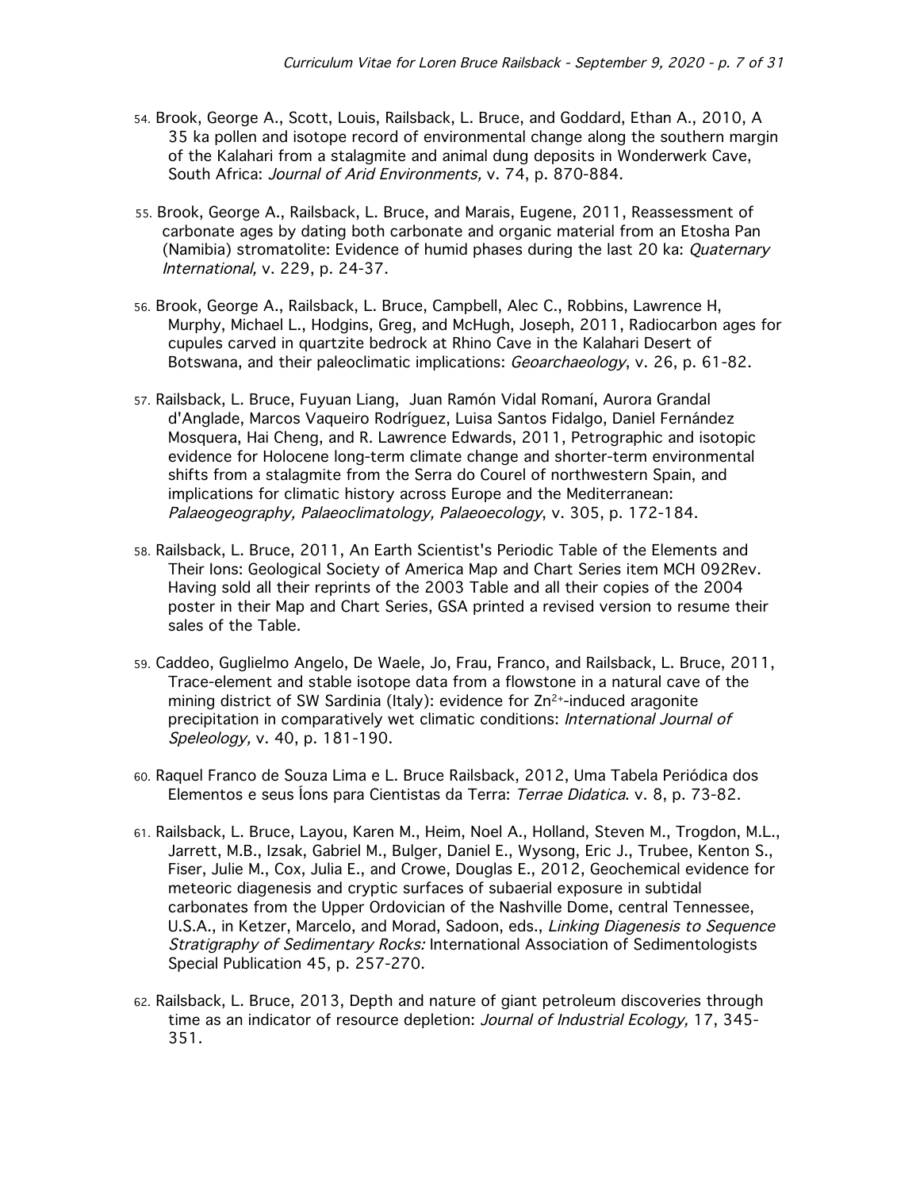54. Brook, George A., Scott, Louis, Railsback, L. Bruce, and Goddard, Ethan A., 2010, A 35 ka pollen and isotope record of environmental change along the southern margin of the Kalahari from a stalagmite and animal dung deposits in Wonderwerk Cave, South Africa: *Journal of Arid Environments,* v. 74, p. 870-884.

55. Brook, George A., Railsback, L. Bruce, and Marais, Eugene, 2011, Reassessment of carbonate ages by dating both carbonate and organic material from an Etosha Pan (Namibia) stromatolite: Evidence of humid phases during the last 20 ka: *Quaternary International,* v. 229, p. 24-37.

56. Brook, George A., Railsback, L. Bruce, Campbell, Alec C., Robbins, Lawrence H, Murphy, Michael L., Hodgins, Greg, and McHugh, Joseph, 2011, Radiocarbon ages for cupules carved in quartzite bedrock at Rhino Cave in the Kalahari Desert of Botswana, and their paleoclimatic implications: *Geoarchaeology*, v. 26, p. 61-82.

57. Railsback, L. Bruce, Fuyuan Liang, Juan Ramón Vidal Romaní, Aurora Grandal d'Anglade, Marcos Vaqueiro Rodríguez, Luisa Santos Fidalgo, Daniel Fernández Mosquera, Hai Cheng, and R. Lawrence Edwards, 2011, Petrographic and isotopic evidence for Holocene long-term climate change and shorter-term environmental shifts from a stalagmite from the Serra do Courel of northwestern Spain, and implications for climatic history across Europe and the Mediterranean: *Palaeogeography, Palaeoclimatology, Palaeoecology*, v. 305, p. 172-184.

58. Railsback, L. Bruce, 2011, An Earth Scientist's Periodic Table of the Elements and Their Ions: Geological Society of America Map and Chart Series item MCH 092Rev. Having sold all their reprints of the 2003 Table and all their copies of the 2004 poster in their Map and Chart Series, GSA printed a revised version to resume their sales of the Table.

59. Caddeo, Guglielmo Angelo, De Waele, Jo, Frau, Franco, and Railsback, L. Bruce, 2011, Trace-element and stable isotope data from a flowstone in a natural cave of the mining district of SW Sardinia (Italy): evidence for $Zn^{2+}$-induced aragonite precipitation in comparatively wet climatic conditions: *International Journal of Speleology,* v. 40, p. 181-190.

60. Raquel Franco de Souza Lima e L. Bruce Railsback, 2012, Uma Tabela Periódica dos Elementos e seus Íons para Cientistas da Terra: *Terrae Didatica*. v. 8, p. 73-82.

61. Railsback, L. Bruce, Layou, Karen M., Heim, Noel A., Holland, Steven M., Trogdon, M.L., Jarrett, M.B., Izsak, Gabriel M., Bulger, Daniel E., Wysong, Eric J., Trubee, Kenton S., Fiser, Julie M., Cox, Julia E., and Crowe, Douglas E., 2012, Geochemical evidence for meteoric diagenesis and cryptic surfaces of subaerial exposure in subtidal carbonates from the Upper Ordovician of the Nashville Dome, central Tennessee, U.S.A., in Ketzer, Marcelo, and Morad, Sadoon, eds., *Linking Diagenesis to Sequence Stratigraphy of Sedimentary Rocks:* International Association of Sedimentologists Special Publication 45, p. 257-270.

62. Railsback, L. Bruce, 2013, Depth and nature of giant petroleum discoveries through time as an indicator of resource depletion: *Journal of Industrial Ecology,* 17, 345-351.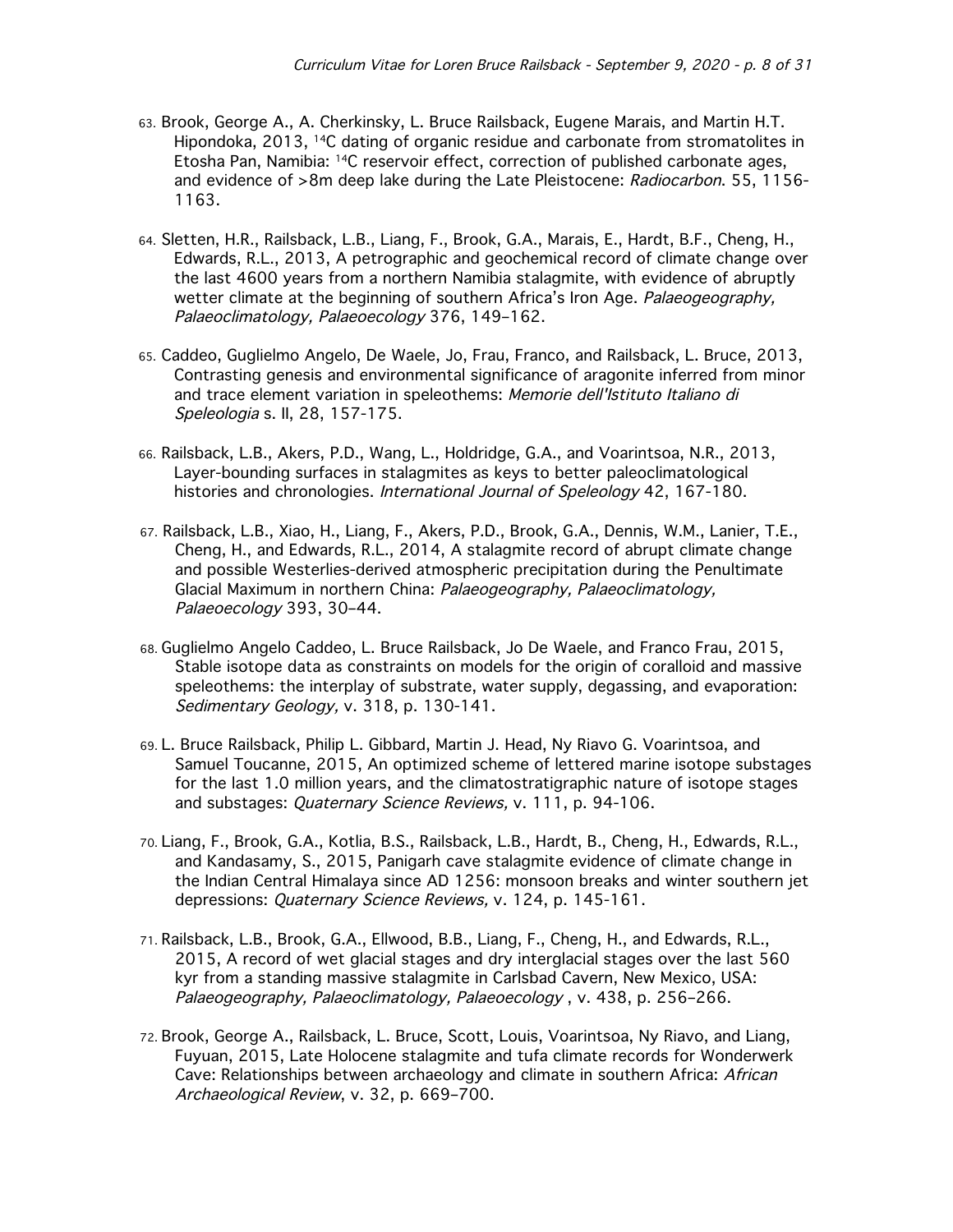63. Brook, George A., A. Cherkinsky, L. Bruce Railsback, Eugene Marais, and Martin H.T. Hipondoka, 2013, $^{14}C$ dating of organic residue and carbonate from stromatolites in Etosha Pan, Namibia: $^{14}C$ reservoir effect, correction of published carbonate ages, and evidence of >8m deep lake during the Late Pleistocene: *Radiocarbon*. 55, 1156-1163.

64. Sletten, H.R., Railsback, L.B., Liang, F., Brook, G.A., Marais, E., Hardt, B.F., Cheng, H., Edwards, R.L., 2013, A petrographic and geochemical record of climate change over the last 4600 years from a northern Namibia stalagmite, with evidence of abruptly wetter climate at the beginning of southern Africa's Iron Age. *Palaeogeography, Palaeoclimatology, Palaeoecology* 376, 149–162.

65. Caddeo, Guglielmo Angelo, De Waele, Jo, Frau, Franco, and Railsback, L. Bruce, 2013, Contrasting genesis and environmental significance of aragonite inferred from minor and trace element variation in speleothems: *Memorie dell'Istituto Italiano di Speleologia* s. II, 28, 157-175.

66. Railsback, L.B., Akers, P.D., Wang, L., Holdridge, G.A., and Voarintsoa, N.R., 2013, Layer-bounding surfaces in stalagmites as keys to better paleoclimatological histories and chronologies. *International Journal of Speleology* 42, 167-180.

67. Railsback, L.B., Xiao, H., Liang, F., Akers, P.D., Brook, G.A., Dennis, W.M., Lanier, T.E., Cheng, H., and Edwards, R.L., 2014, A stalagmite record of abrupt climate change and possible Westerlies-derived atmospheric precipitation during the Penultimate Glacial Maximum in northern China: *Palaeogeography, Palaeoclimatology, Palaeoecology* 393, 30–44.

68. Guglielmo Angelo Caddeo, L. Bruce Railsback, Jo De Waele, and Franco Frau, 2015, Stable isotope data as constraints on models for the origin of coralloid and massive speleothems: the interplay of substrate, water supply, degassing, and evaporation: *Sedimentary Geology,* v. 318, p. 130-141.

69. L. Bruce Railsback, Philip L. Gibbard, Martin J. Head, Ny Riavo G. Voarintsoa, and Samuel Toucanne, 2015, An optimized scheme of lettered marine isotope substages for the last 1.0 million years, and the climatostratigraphic nature of isotope stages and substages: *Quaternary Science Reviews,* v. 111, p. 94-106.

70. Liang, F., Brook, G.A., Kotlia, B.S., Railsback, L.B., Hardt, B., Cheng, H., Edwards, R.L., and Kandasamy, S., 2015, Panigarh cave stalagmite evidence of climate change in the Indian Central Himalaya since AD 1256: monsoon breaks and winter southern jet depressions: *Quaternary Science Reviews,* v. 124, p. 145-161.

71. Railsback, L.B., Brook, G.A., Ellwood, B.B., Liang, F., Cheng, H., and Edwards, R.L., 2015, A record of wet glacial stages and dry interglacial stages over the last 560 kyr from a standing massive stalagmite in Carlsbad Cavern, New Mexico, USA: *Palaeogeography, Palaeoclimatology, Palaeoecology* , v. 438, p. 256–266.

72. Brook, George A., Railsback, L. Bruce, Scott, Louis, Voarintsoa, Ny Riavo, and Liang, Fuyuan, 2015, Late Holocene stalagmite and tufa climate records for Wonderwerk Cave: Relationships between archaeology and climate in southern Africa: *African Archaeological Review*, v. 32, p. 669–700.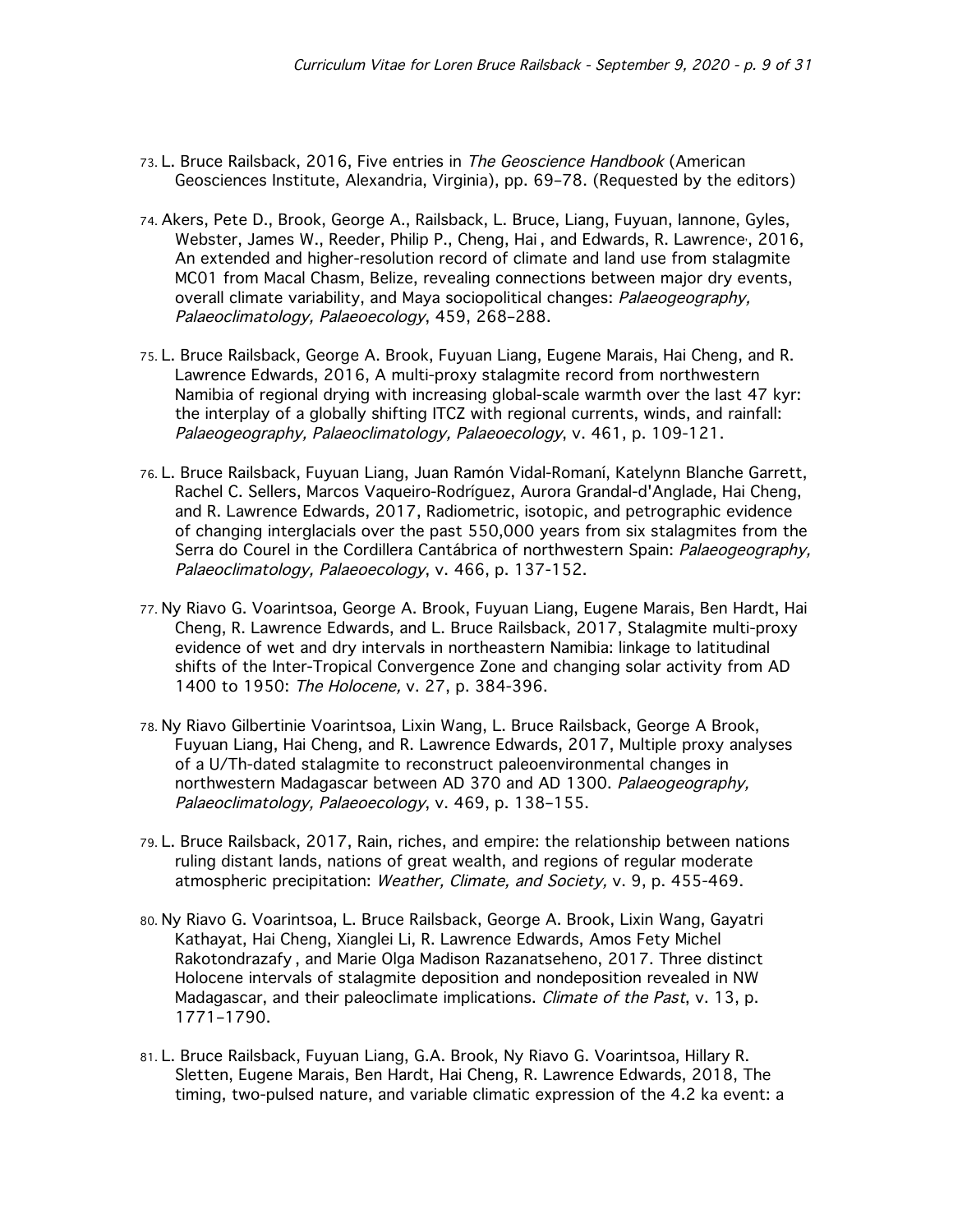73. L. Bruce Railsback, 2016, Five entries in *The Geoscience Handbook* (American Geosciences Institute, Alexandria, Virginia), pp. 69–78. (Requested by the editors)

74. Akers, Pete D., Brook, George A., Railsback, L. Bruce, Liang, Fuyuan, Iannone, Gyles, Webster, James W., Reeder, Philip P., Cheng, Hai , and Edwards, R. Lawrence, 2016, An extended and higher-resolution record of climate and land use from stalagmite MC01 from Macal Chasm, Belize, revealing connections between major dry events, overall climate variability, and Maya sociopolitical changes: *Palaeogeography, Palaeoclimatology, Palaeoecology*, 459, 268–288.

75. L. Bruce Railsback, George A. Brook, Fuyuan Liang, Eugene Marais, Hai Cheng, and R. Lawrence Edwards, 2016, A multi-proxy stalagmite record from northwestern Namibia of regional drying with increasing global-scale warmth over the last 47 kyr: the interplay of a globally shifting ITCZ with regional currents, winds, and rainfall: *Palaeogeography, Palaeoclimatology, Palaeoecology*, v. 461, p. 109-121.

76. L. Bruce Railsback, Fuyuan Liang, Juan Ramón Vidal-Romaní, Katelynn Blanche Garrett, Rachel C. Sellers, Marcos Vaqueiro-Rodríguez, Aurora Grandal-d'Anglade, Hai Cheng, and R. Lawrence Edwards, 2017, Radiometric, isotopic, and petrographic evidence of changing interglacials over the past 550,000 years from six stalagmites from the Serra do Courel in the Cordillera Cantábrica of northwestern Spain: *Palaeogeography, Palaeoclimatology, Palaeoecology*, v. 466, p. 137-152.

77. Ny Riavo G. Voarintsoa, George A. Brook, Fuyuan Liang, Eugene Marais, Ben Hardt, Hai Cheng, R. Lawrence Edwards, and L. Bruce Railsback, 2017, Stalagmite multi-proxy evidence of wet and dry intervals in northeastern Namibia: linkage to latitudinal shifts of the Inter-Tropical Convergence Zone and changing solar activity from AD 1400 to 1950: *The Holocene,* v. 27, p. 384-396.

78. Ny Riavo Gilbertinie Voarintsoa, Lixin Wang, L. Bruce Railsback, George A Brook, Fuyuan Liang, Hai Cheng, and R. Lawrence Edwards, 2017, Multiple proxy analyses of a U/Th-dated stalagmite to reconstruct paleoenvironmental changes in northwestern Madagascar between AD 370 and AD 1300. *Palaeogeography, Palaeoclimatology, Palaeoecology*, v. 469, p. 138–155.

79. L. Bruce Railsback, 2017, Rain, riches, and empire: the relationship between nations ruling distant lands, nations of great wealth, and regions of regular moderate atmospheric precipitation: *Weather, Climate, and Society,* v. 9, p. 455-469.

80. Ny Riavo G. Voarintsoa, L. Bruce Railsback, George A. Brook, Lixin Wang, Gayatri Kathayat, Hai Cheng, Xianglei Li, R. Lawrence Edwards, Amos Fety Michel Rakotondrazafy , and Marie Olga Madison Razanatseheno, 2017. Three distinct Holocene intervals of stalagmite deposition and nondeposition revealed in NW Madagascar, and their paleoclimate implications. *Climate of the Past*, v. 13, p. 1771–1790.

81. L. Bruce Railsback, Fuyuan Liang, G.A. Brook, Ny Riavo G. Voarintsoa, Hillary R. Sletten, Eugene Marais, Ben Hardt, Hai Cheng, R. Lawrence Edwards, 2018, The timing, two-pulsed nature, and variable climatic expression of the 4.2 ka event: a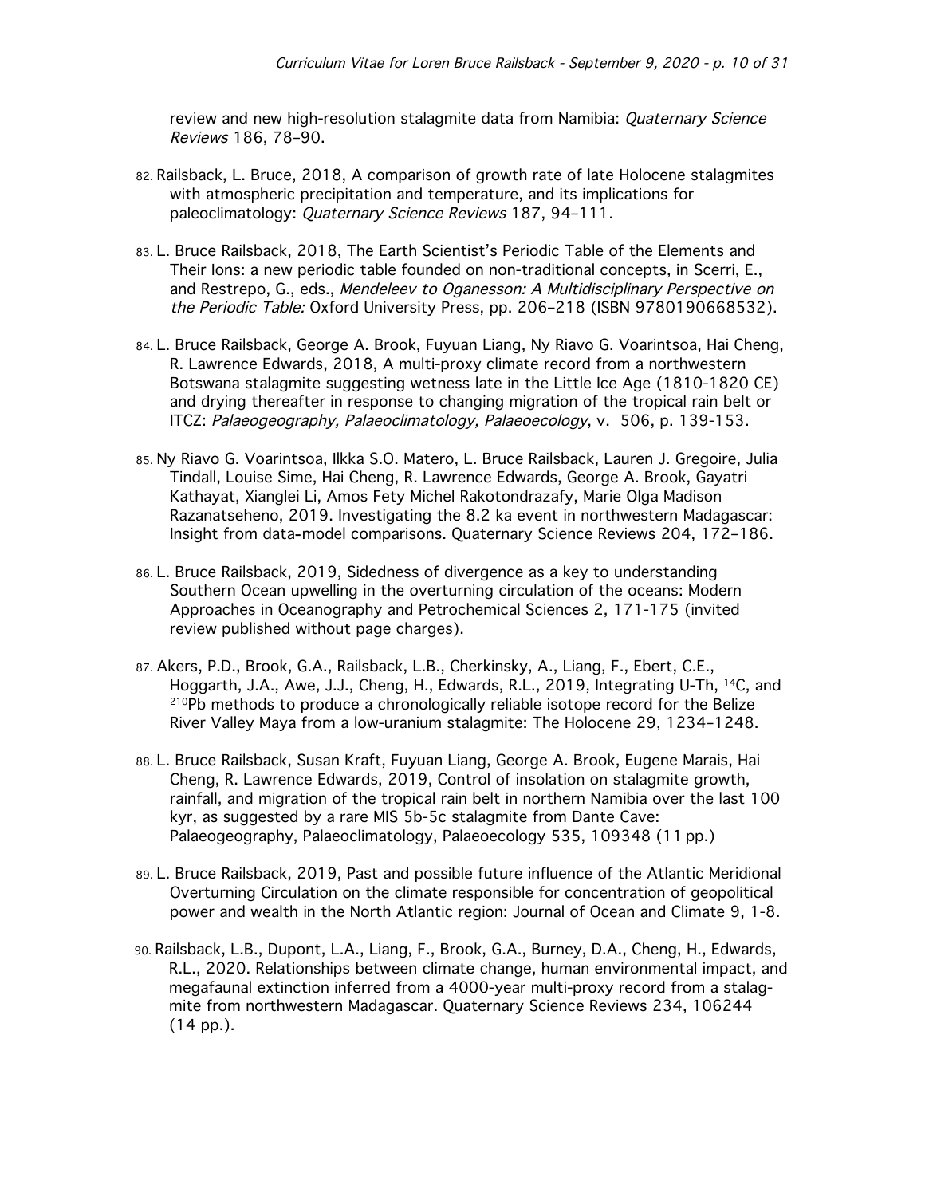review and new high-resolution stalagmite data from Namibia: *Quaternary Science Reviews* 186, 78–90.

82. Railsback, L. Bruce, 2018, A comparison of growth rate of late Holocene stalagmites with atmospheric precipitation and temperature, and its implications for paleoclimatology: *Quaternary Science Reviews* 187, 94–111.

83. L. Bruce Railsback, 2018, The Earth Scientist's Periodic Table of the Elements and Their Ions: a new periodic table founded on non-traditional concepts, in Scerri, E., and Restrepo, G., eds., *Mendeleev to Oganesson: A Multidisciplinary Perspective on the Periodic Table:* Oxford University Press, pp. 206–218 (ISBN 9780190668532).

84. L. Bruce Railsback, George A. Brook, Fuyuan Liang, Ny Riavo G. Voarintsoa, Hai Cheng, R. Lawrence Edwards, 2018, A multi-proxy climate record from a northwestern Botswana stalagmite suggesting wetness late in the Little Ice Age (1810-1820 CE) and drying thereafter in response to changing migration of the tropical rain belt or ITCZ: *Palaeogeography, Palaeoclimatology, Palaeoecology*, v. 506, p. 139-153.

85. Ny Riavo G. Voarintsoa, Ilkka S.O. Matero, L. Bruce Railsback, Lauren J. Gregoire, Julia Tindall, Louise Sime, Hai Cheng, R. Lawrence Edwards, George A. Brook, Gayatri Kathayat, Xianglei Li, Amos Fety Michel Rakotondrazafy, Marie Olga Madison Razanatseheno, 2019. Investigating the 8.2 ka event in northwestern Madagascar: Insight from data-model comparisons. Quaternary Science Reviews 204, 172–186.

86. L. Bruce Railsback, 2019, Sidedness of divergence as a key to understanding Southern Ocean upwelling in the overturning circulation of the oceans: Modern Approaches in Oceanography and Petrochemical Sciences 2, 171-175 (invited review published without page charges).

87. Akers, P.D., Brook, G.A., Railsback, L.B., Cherkinsky, A., Liang, F., Ebert, C.E., Hoggarth, J.A., Awe, J.J., Cheng, H., Edwards, R.L., 2019, Integrating U-Th, $^{14}C$, and $^{210}Pb$ methods to produce a chronologically reliable isotope record for the Belize River Valley Maya from a low-uranium stalagmite: The Holocene 29, 1234–1248.

88. L. Bruce Railsback, Susan Kraft, Fuyuan Liang, George A. Brook, Eugene Marais, Hai Cheng, R. Lawrence Edwards, 2019, Control of insolation on stalagmite growth, rainfall, and migration of the tropical rain belt in northern Namibia over the last 100 kyr, as suggested by a rare MIS 5b-5c stalagmite from Dante Cave: Palaeogeography, Palaeoclimatology, Palaeoecology 535, 109348 (11 pp.)

89. L. Bruce Railsback, 2019, Past and possible future influence of the Atlantic Meridional Overturning Circulation on the climate responsible for concentration of geopolitical power and wealth in the North Atlantic region: Journal of Ocean and Climate 9, 1-8.

90. Railsback, L.B., Dupont, L.A., Liang, F., Brook, G.A., Burney, D.A., Cheng, H., Edwards, R.L., 2020. Relationships between climate change, human environmental impact, and megafaunal extinction inferred from a 4000-year multi-proxy record from a stalagmite from northwestern Madagascar. Quaternary Science Reviews 234, 106244 (14 pp.).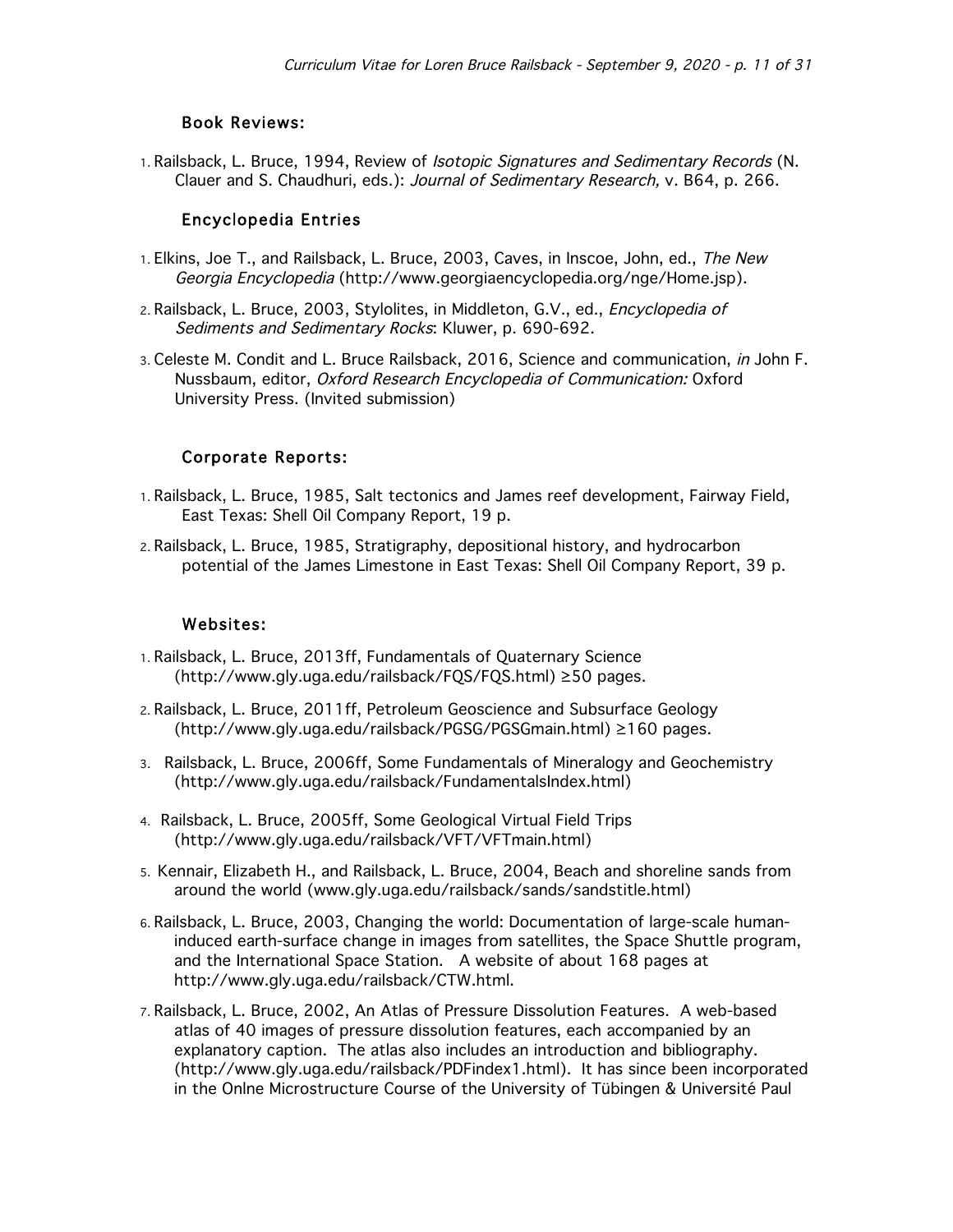### Book Reviews:

1. Railsback, L. Bruce, 1994, Review of *Isotopic Signatures and Sedimentary Records* (N. Clauer and S. Chaudhuri, eds.): *Journal of Sedimentary Research,* v. B64, p. 266.

### Encyclopedia Entries

1. Elkins, Joe T., and Railsback, L. Bruce, 2003, Caves, in Inscoe, John, ed., *The New Georgia Encyclopedia* (http://www.georgiaencyclopedia.org/nge/Home.jsp).
2. Railsback, L. Bruce, 2003, Stylolites, in Middleton, G.V., ed., *Encyclopedia of Sediments and Sedimentary Rocks*: Kluwer, p. 690-692.
3. Celeste M. Condit and L. Bruce Railsback, 2016, Science and communication, *in* John F. Nussbaum, editor, *Oxford Research Encyclopedia of Communication:* Oxford University Press. (Invited submission)

### Corporate Reports:

1. Railsback, L. Bruce, 1985, Salt tectonics and James reef development, Fairway Field, East Texas: Shell Oil Company Report, 19 p.
2. Railsback, L. Bruce, 1985, Stratigraphy, depositional history, and hydrocarbon potential of the James Limestone in East Texas: Shell Oil Company Report, 39 p.

### Websites:

1. Railsback, L. Bruce, 2013ff, Fundamentals of Quaternary Science (http://www.gly.uga.edu/railsback/FQS/FQS.html) ≥50 pages.
2. Railsback, L. Bruce, 2011ff, Petroleum Geoscience and Subsurface Geology (http://www.gly.uga.edu/railsback/PGSG/PGSGmain.html) ≥160 pages.
3. Railsback, L. Bruce, 2006ff, Some Fundamentals of Mineralogy and Geochemistry (http://www.gly.uga.edu/railsback/FundamentalsIndex.html)
4. Railsback, L. Bruce, 2005ff, Some Geological Virtual Field Trips (http://www.gly.uga.edu/railsback/VFT/VFTmain.html)
5. Kennair, Elizabeth H., and Railsback, L. Bruce, 2004, Beach and shoreline sands from around the world (www.gly.uga.edu/railsback/sands/sandstitle.html)
6. Railsback, L. Bruce, 2003, Changing the world: Documentation of large-scale human-induced earth-surface change in images from satellites, the Space Shuttle program, and the International Space Station. A website of about 168 pages at http://www.gly.uga.edu/railsback/CTW.html.
7. Railsback, L. Bruce, 2002, An Atlas of Pressure Dissolution Features. A web-based atlas of 40 images of pressure dissolution features, each accompanied by an explanatory caption. The atlas also includes an introduction and bibliography. (http://www.gly.uga.edu/railsback/PDFindex1.html). It has since been incorporated in the Onlne Microstructure Course of the University of Tübingen & Université Paul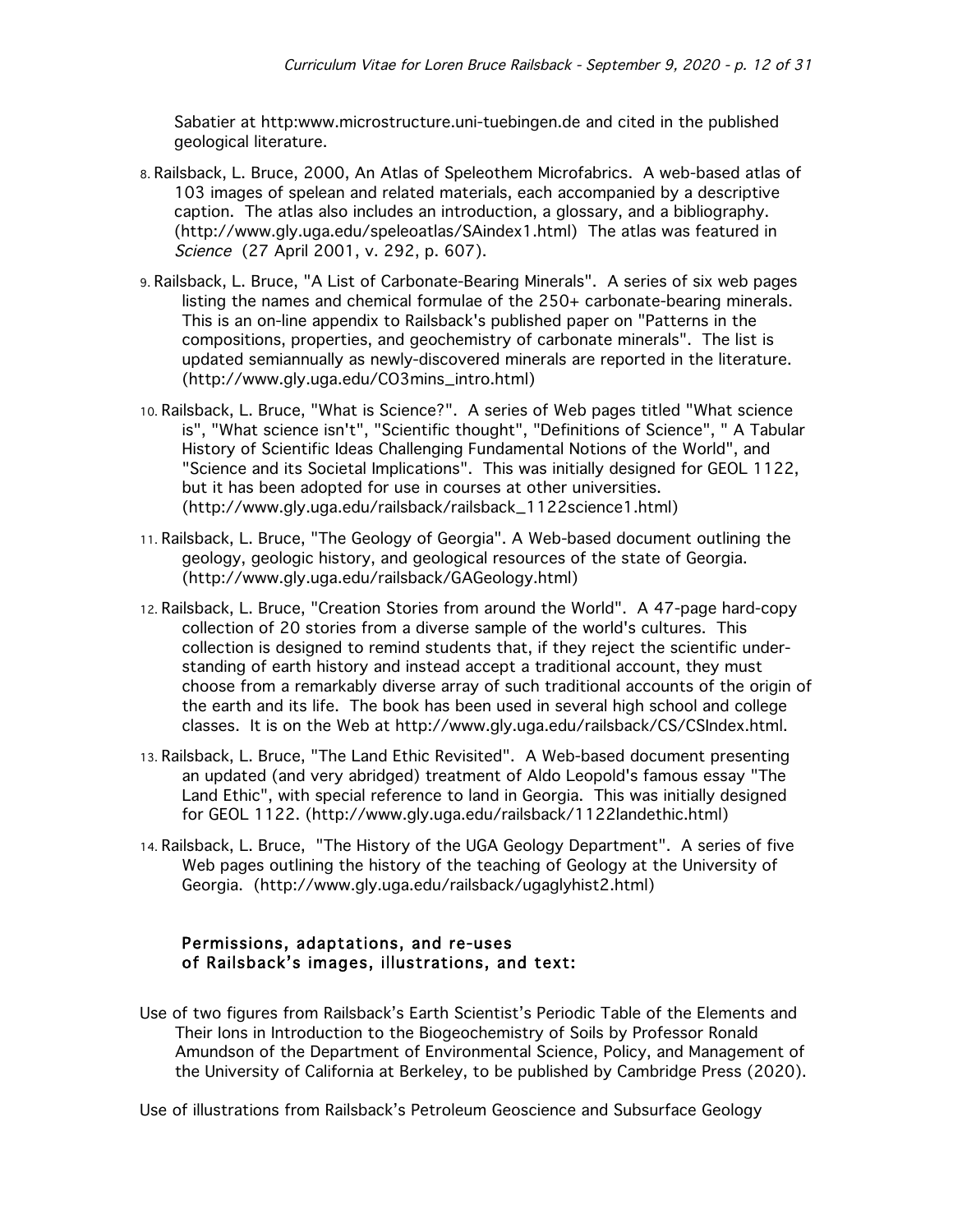Sabatier at http:www.microstructure.uni-tuebingen.de and cited in the published geological literature.

8. Railsback, L. Bruce, 2000, An Atlas of Speleothem Microfabrics. A web-based atlas of 103 images of spelean and related materials, each accompanied by a descriptive caption. The atlas also includes an introduction, a glossary, and a bibliography. (http://www.gly.uga.edu/speleoatlas/SAindex1.html) The atlas was featured in *Science* (27 April 2001, v. 292, p. 607).

9. Railsback, L. Bruce, "A List of Carbonate-Bearing Minerals". A series of six web pages listing the names and chemical formulae of the 250+ carbonate-bearing minerals. This is an on-line appendix to Railsback's published paper on "Patterns in the compositions, properties, and geochemistry of carbonate minerals". The list is updated semiannually as newly-discovered minerals are reported in the literature. (http://www.gly.uga.edu/CO3mins_intro.html)

10. Railsback, L. Bruce, "What is Science?". A series of Web pages titled "What science is", "What science isn't", "Scientific thought", "Definitions of Science", " A Tabular History of Scientific Ideas Challenging Fundamental Notions of the World", and "Science and its Societal Implications". This was initially designed for GEOL 1122, but it has been adopted for use in courses at other universities. (http://www.gly.uga.edu/railsback/railsback_1122science1.html)

11. Railsback, L. Bruce, "The Geology of Georgia". A Web-based document outlining the geology, geologic history, and geological resources of the state of Georgia. (http://www.gly.uga.edu/railsback/GAGeology.html)

12. Railsback, L. Bruce, "Creation Stories from around the World". A 47-page hard-copy collection of 20 stories from a diverse sample of the world's cultures. This collection is designed to remind students that, if they reject the scientific understanding of earth history and instead accept a traditional account, they must choose from a remarkably diverse array of such traditional accounts of the origin of the earth and its life. The book has been used in several high school and college classes. It is on the Web at http://www.gly.uga.edu/railsback/CS/CSIndex.html.

13. Railsback, L. Bruce, "The Land Ethic Revisited". A Web-based document presenting an updated (and very abridged) treatment of Aldo Leopold's famous essay "The Land Ethic", with special reference to land in Georgia. This was initially designed for GEOL 1122. (http://www.gly.uga.edu/railsback/1122landethic.html)

14. Railsback, L. Bruce, "The History of the UGA Geology Department". A series of five Web pages outlining the history of the teaching of Geology at the University of Georgia. (http://www.gly.uga.edu/railsback/ugaglyhist2.html)

### Permissions, adaptations, and re-uses of Railsback's images, illustrations, and text:

Use of two figures from Railsback's Earth Scientist's Periodic Table of the Elements and Their Ions in Introduction to the Biogeochemistry of Soils by Professor Ronald Amundson of the Department of Environmental Science, Policy, and Management of the University of California at Berkeley, to be published by Cambridge Press (2020).

Use of illustrations from Railsback's Petroleum Geoscience and Subsurface Geology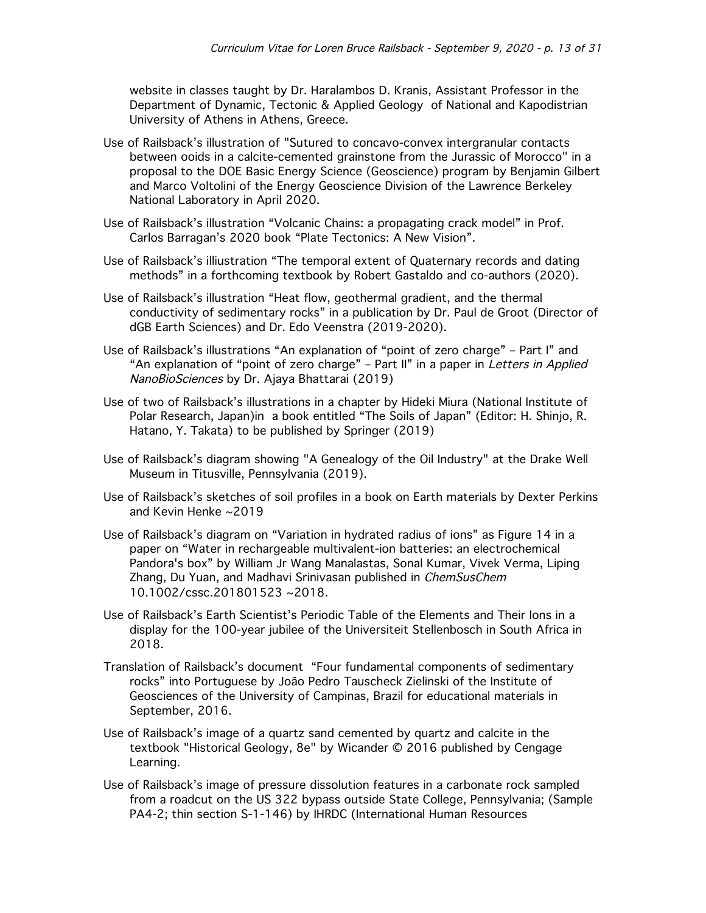website in classes taught by Dr. Haralambos D. Kranis, Assistant Professor in the Department of Dynamic, Tectonic & Applied Geology of National and Kapodistrian University of Athens in Athens, Greece.

Use of Railsback's illustration of "Sutured to concavo-convex intergranular contacts between ooids in a calcite-cemented grainstone from the Jurassic of Morocco" in a proposal to the DOE Basic Energy Science (Geoscience) program by Benjamin Gilbert and Marco Voltolini of the Energy Geoscience Division of the Lawrence Berkeley National Laboratory in April 2020.

Use of Railsback's illustration "Volcanic Chains: a propagating crack model" in Prof. Carlos Barragan's 2020 book "Plate Tectonics: A New Vision".

Use of Railsback's illiustration "The temporal extent of Quaternary records and dating methods" in a forthcoming textbook by Robert Gastaldo and co-authors (2020).

Use of Railsback's illustration "Heat flow, geothermal gradient, and the thermal conductivity of sedimentary rocks" in a publication by Dr. Paul de Groot (Director of dGB Earth Sciences) and Dr. Edo Veenstra (2019-2020).

Use of Railsback's illustrations "An explanation of "point of zero charge" – Part I" and "An explanation of "point of zero charge" – Part II" in a paper in *Letters in Applied NanoBioSciences* by Dr. Ajaya Bhattarai (2019)

Use of two of Railsback's illustrations in a chapter by Hideki Miura (National Institute of Polar Research, Japan)in a book entitled "The Soils of Japan" (Editor: H. Shinjo, R. Hatano, Y. Takata) to be published by Springer (2019)

Use of Railsback's diagram showing "A Genealogy of the Oil Industry" at the Drake Well Museum in Titusville, Pennsylvania (2019).

Use of Railsback's sketches of soil profiles in a book on Earth materials by Dexter Perkins and Kevin Henke ~2019

Use of Railsback's diagram on "Variation in hydrated radius of ions" as Figure 14 in a paper on "Water in rechargeable multivalent-ion batteries: an electrochemical Pandora's box" by William Jr Wang Manalastas, Sonal Kumar, Vivek Verma, Liping Zhang, Du Yuan, and Madhavi Srinivasan published in *ChemSusChem* 10.1002/cssc.201801523 ~2018.

Use of Railsback's Earth Scientist's Periodic Table of the Elements and Their Ions in a display for the 100-year jubilee of the Universiteit Stellenbosch in South Africa in 2018.

Translation of Railsback's document "Four fundamental components of sedimentary rocks" into Portuguese by João Pedro Tauscheck Zielinski of the Institute of Geosciences of the University of Campinas, Brazil for educational materials in September, 2016.

Use of Railsback's image of a quartz sand cemented by quartz and calcite in the textbook "Historical Geology, 8e" by Wicander © 2016 published by Cengage Learning.

Use of Railsback's image of pressure dissolution features in a carbonate rock sampled from a roadcut on the US 322 bypass outside State College, Pennsylvania; (Sample PA4-2; thin section S-1-146) by IHRDC (International Human Resources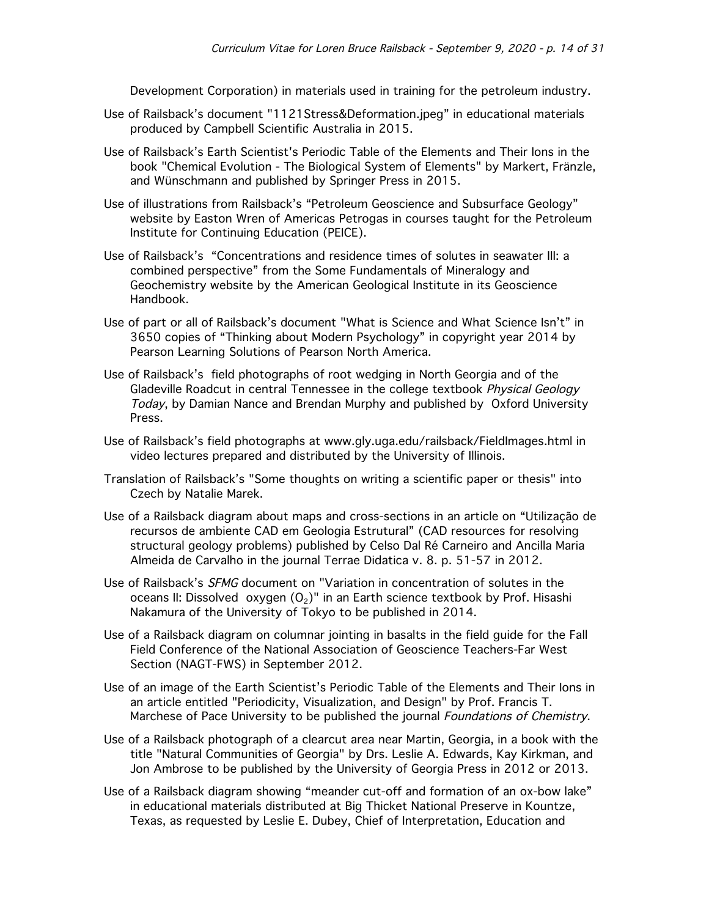Development Corporation) in materials used in training for the petroleum industry.

Use of Railsback's document "1121Stress&Deformation.jpeg" in educational materials produced by Campbell Scientific Australia in 2015.

Use of Railsback's Earth Scientist's Periodic Table of the Elements and Their Ions in the book "Chemical Evolution - The Biological System of Elements" by Markert, Fränzle, and Wünschmann and published by Springer Press in 2015.

Use of illustrations from Railsback's "Petroleum Geoscience and Subsurface Geology" website by Easton Wren of Americas Petrogas in courses taught for the Petroleum Institute for Continuing Education (PEICE).

Use of Railsback's "Concentrations and residence times of solutes in seawater III: a combined perspective" from the Some Fundamentals of Mineralogy and Geochemistry website by the American Geological Institute in its Geoscience Handbook.

Use of part or all of Railsback's document "What is Science and What Science Isn't" in 3650 copies of "Thinking about Modern Psychology" in copyright year 2014 by Pearson Learning Solutions of Pearson North America.

Use of Railsback's field photographs of root wedging in North Georgia and of the Gladeville Roadcut in central Tennessee in the college textbook *Physical Geology Today*, by Damian Nance and Brendan Murphy and published by Oxford University Press.

Use of Railsback's field photographs at www.gly.uga.edu/railsback/FieldImages.html in video lectures prepared and distributed by the University of Illinois.

Translation of Railsback's "Some thoughts on writing a scientific paper or thesis" into Czech by Natalie Marek.

Use of a Railsback diagram about maps and cross-sections in an article on "Utilização de recursos de ambiente CAD em Geologia Estrutural" (CAD resources for resolving structural geology problems) published by Celso Dal Ré Carneiro and Ancilla Maria Almeida de Carvalho in the journal Terrae Didatica v. 8. p. 51-57 in 2012.

Use of Railsback's *SFMG* document on "Variation in concentration of solutes in the oceans II: Dissolved oxygen ($O_2$)" in an Earth science textbook by Prof. Hisashi Nakamura of the University of Tokyo to be published in 2014.

Use of a Railsback diagram on columnar jointing in basalts in the field guide for the Fall Field Conference of the National Association of Geoscience Teachers-Far West Section (NAGT-FWS) in September 2012.

Use of an image of the Earth Scientist's Periodic Table of the Elements and Their Ions in an article entitled "Periodicity, Visualization, and Design" by Prof. Francis T. Marchese of Pace University to be published the journal *Foundations of Chemistry*.

Use of a Railsback photograph of a clearcut area near Martin, Georgia, in a book with the title "Natural Communities of Georgia" by Drs. Leslie A. Edwards, Kay Kirkman, and Jon Ambrose to be published by the University of Georgia Press in 2012 or 2013.

Use of a Railsback diagram showing "meander cut-off and formation of an ox-bow lake" in educational materials distributed at Big Thicket National Preserve in Kountze, Texas, as requested by Leslie E. Dubey, Chief of Interpretation, Education and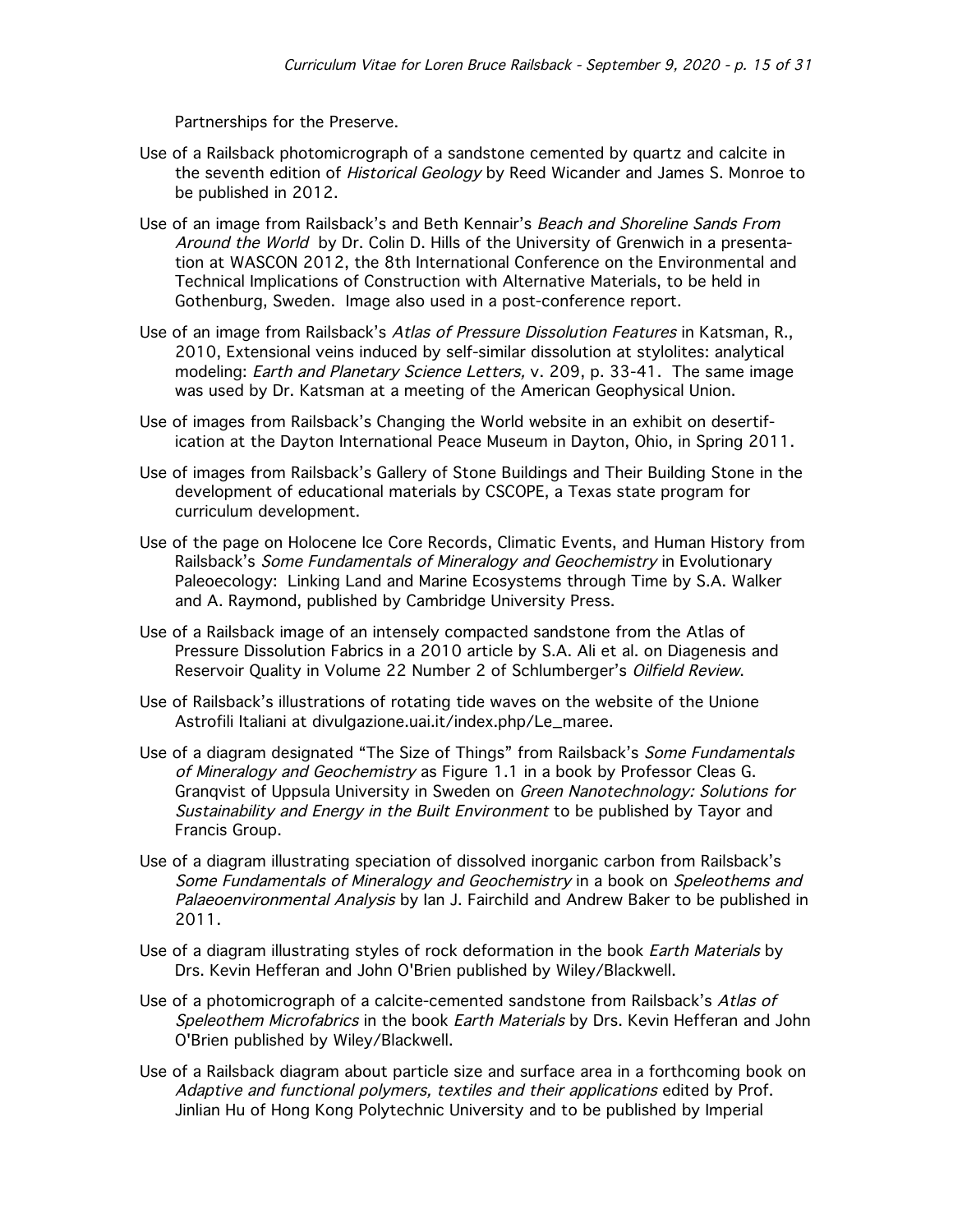Partnerships for the Preserve.

Use of a Railsback photomicrograph of a sandstone cemented by quartz and calcite in the seventh edition of *Historical Geology* by Reed Wicander and James S. Monroe to be published in 2012.

Use of an image from Railsback's and Beth Kennair's *Beach and Shoreline Sands From Around the World* by Dr. Colin D. Hills of the University of Grenwich in a presentation at WASCON 2012, the 8th International Conference on the Environmental and Technical Implications of Construction with Alternative Materials, to be held in Gothenburg, Sweden. Image also used in a post-conference report.

Use of an image from Railsback's *Atlas of Pressure Dissolution Features* in Katsman, R., 2010, Extensional veins induced by self-similar dissolution at stylolites: analytical modeling: *Earth and Planetary Science Letters,* v. 209, p. 33-41. The same image was used by Dr. Katsman at a meeting of the American Geophysical Union.

Use of images from Railsback's Changing the World website in an exhibit on desertification at the Dayton International Peace Museum in Dayton, Ohio, in Spring 2011.

Use of images from Railsback's Gallery of Stone Buildings and Their Building Stone in the development of educational materials by CSCOPE, a Texas state program for curriculum development.

Use of the page on Holocene Ice Core Records, Climatic Events, and Human History from Railsback's *Some Fundamentals of Mineralogy and Geochemistry* in Evolutionary Paleoecology: Linking Land and Marine Ecosystems through Time by S.A. Walker and A. Raymond, published by Cambridge University Press.

Use of a Railsback image of an intensely compacted sandstone from the Atlas of Pressure Dissolution Fabrics in a 2010 article by S.A. Ali et al. on Diagenesis and Reservoir Quality in Volume 22 Number 2 of Schlumberger's *Oilfield Review*.

Use of Railsback's illustrations of rotating tide waves on the website of the Unione Astrofili Italiani at divulgazione.uai.it/index.php/Le_maree.

Use of a diagram designated "The Size of Things" from Railsback's *Some Fundamentals of Mineralogy and Geochemistry* as Figure 1.1 in a book by Professor Cleas G. Granqvist of Uppsula University in Sweden on *Green Nanotechnology: Solutions for Sustainability and Energy in the Built Environment* to be published by Tayor and Francis Group.

Use of a diagram illustrating speciation of dissolved inorganic carbon from Railsback's *Some Fundamentals of Mineralogy and Geochemistry* in a book on *Speleothems and Palaeoenvironmental Analysis* by Ian J. Fairchild and Andrew Baker to be published in 2011.

Use of a diagram illustrating styles of rock deformation in the book *Earth Materials* by Drs. Kevin Hefferan and John O'Brien published by Wiley/Blackwell.

Use of a photomicrograph of a calcite-cemented sandstone from Railsback's *Atlas of Speleothem Microfabrics* in the book *Earth Materials* by Drs. Kevin Hefferan and John O'Brien published by Wiley/Blackwell.

Use of a Railsback diagram about particle size and surface area in a forthcoming book on *Adaptive and functional polymers, textiles and their applications* edited by Prof. Jinlian Hu of Hong Kong Polytechnic University and to be published by Imperial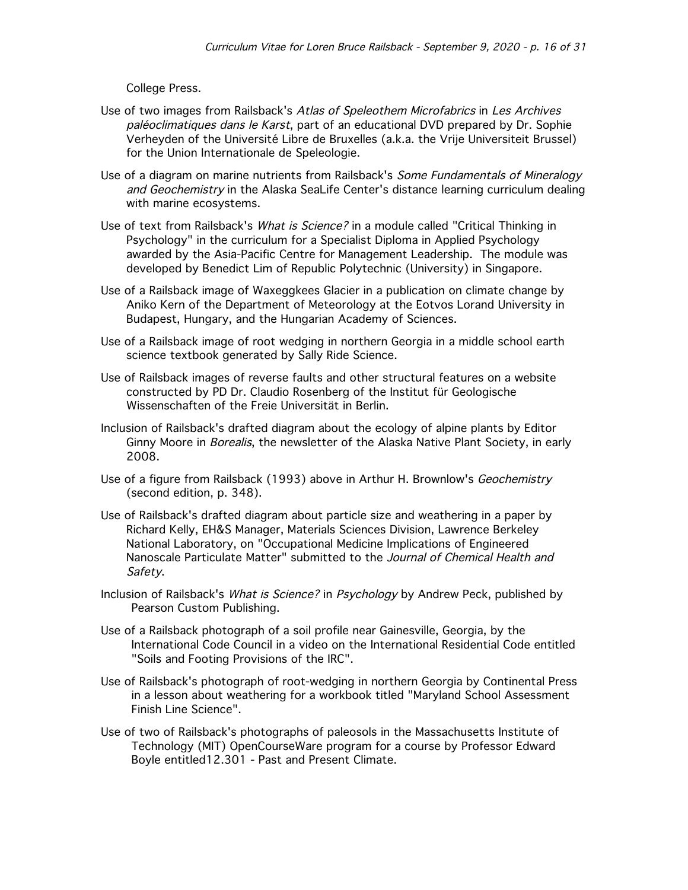College Press.

Use of two images from Railsback's *Atlas of Speleothem Microfabrics* in *Les Archives paléoclimatiques dans le Karst*, part of an educational DVD prepared by Dr. Sophie Verheyden of the Université Libre de Bruxelles (a.k.a. the Vrije Universiteit Brussel) for the Union Internationale de Speleologie.

Use of a diagram on marine nutrients from Railsback's *Some Fundamentals of Mineralogy and Geochemistry* in the Alaska SeaLife Center's distance learning curriculum dealing with marine ecosystems.

Use of text from Railsback's *What is Science?* in a module called "Critical Thinking in Psychology" in the curriculum for a Specialist Diploma in Applied Psychology awarded by the Asia-Pacific Centre for Management Leadership. The module was developed by Benedict Lim of Republic Polytechnic (University) in Singapore.

Use of a Railsback image of Waxeggkees Glacier in a publication on climate change by Aniko Kern of the Department of Meteorology at the Eotvos Lorand University in Budapest, Hungary, and the Hungarian Academy of Sciences.

Use of a Railsback image of root wedging in northern Georgia in a middle school earth science textbook generated by Sally Ride Science.

Use of Railsback images of reverse faults and other structural features on a website constructed by PD Dr. Claudio Rosenberg of the Institut für Geologische Wissenschaften of the Freie Universität in Berlin.

Inclusion of Railsback's drafted diagram about the ecology of alpine plants by Editor Ginny Moore in *Borealis*, the newsletter of the Alaska Native Plant Society, in early 2008.

Use of a figure from Railsback (1993) above in Arthur H. Brownlow's *Geochemistry* (second edition, p. 348).

Use of Railsback's drafted diagram about particle size and weathering in a paper by Richard Kelly, EH&S Manager, Materials Sciences Division, Lawrence Berkeley National Laboratory, on "Occupational Medicine Implications of Engineered Nanoscale Particulate Matter" submitted to the *Journal of Chemical Health and Safety*.

Inclusion of Railsback's *What is Science?* in *Psychology* by Andrew Peck, published by Pearson Custom Publishing.

Use of a Railsback photograph of a soil profile near Gainesville, Georgia, by the International Code Council in a video on the International Residential Code entitled "Soils and Footing Provisions of the IRC".

Use of Railsback's photograph of root-wedging in northern Georgia by Continental Press in a lesson about weathering for a workbook titled "Maryland School Assessment Finish Line Science".

Use of two of Railsback's photographs of paleosols in the Massachusetts Institute of Technology (MIT) OpenCourseWare program for a course by Professor Edward Boyle entitled12.301 - Past and Present Climate.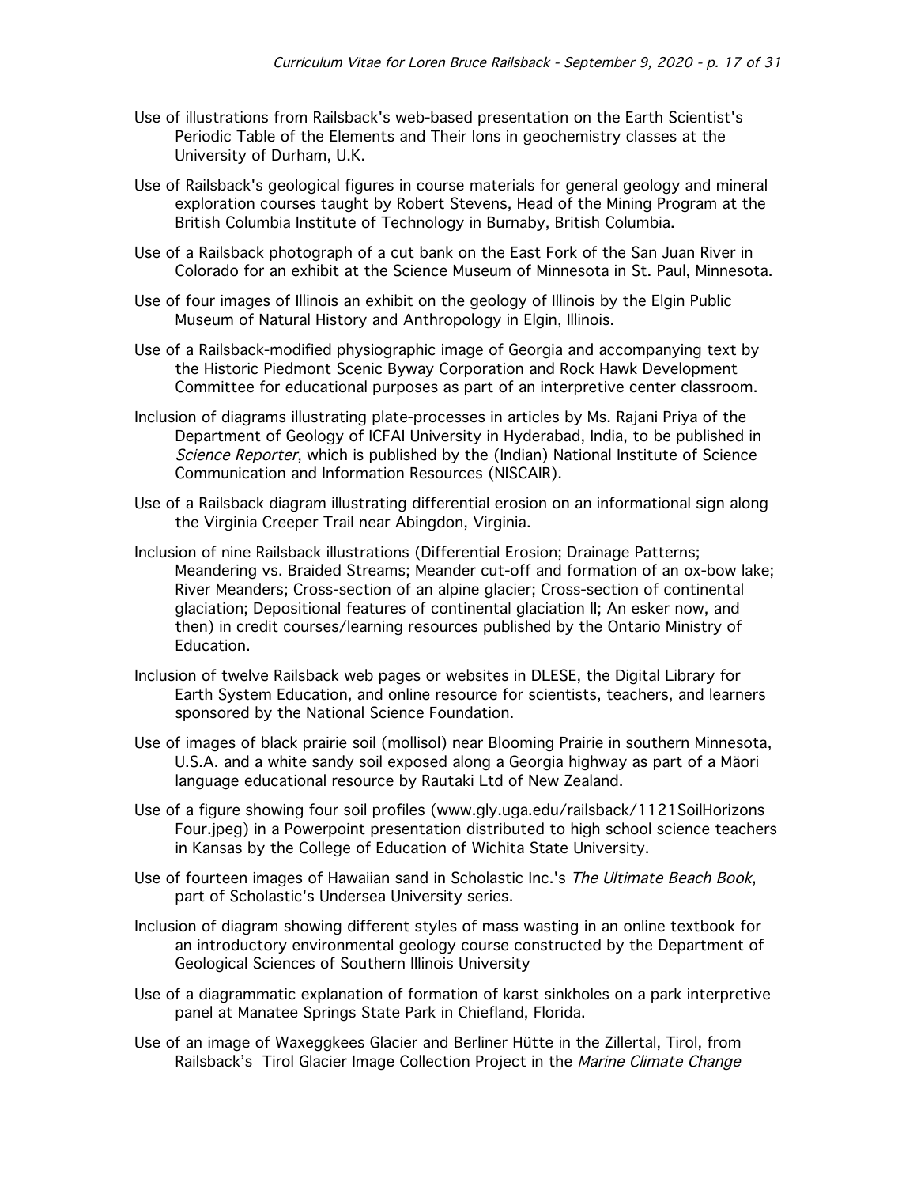Use of illustrations from Railsback's web-based presentation on the Earth Scientist's Periodic Table of the Elements and Their Ions in geochemistry classes at the University of Durham, U.K.

Use of Railsback's geological figures in course materials for general geology and mineral exploration courses taught by Robert Stevens, Head of the Mining Program at the British Columbia Institute of Technology in Burnaby, British Columbia.

Use of a Railsback photograph of a cut bank on the East Fork of the San Juan River in Colorado for an exhibit at the Science Museum of Minnesota in St. Paul, Minnesota.

Use of four images of Illinois an exhibit on the geology of Illinois by the Elgin Public Museum of Natural History and Anthropology in Elgin, Illinois.

Use of a Railsback-modified physiographic image of Georgia and accompanying text by the Historic Piedmont Scenic Byway Corporation and Rock Hawk Development Committee for educational purposes as part of an interpretive center classroom.

Inclusion of diagrams illustrating plate-processes in articles by Ms. Rajani Priya of the Department of Geology of ICFAI University in Hyderabad, India, to be published in *Science Reporter*, which is published by the (Indian) National Institute of Science Communication and Information Resources (NISCAIR).

Use of a Railsback diagram illustrating differential erosion on an informational sign along the Virginia Creeper Trail near Abingdon, Virginia.

Inclusion of nine Railsback illustrations (Differential Erosion; Drainage Patterns; Meandering vs. Braided Streams; Meander cut-off and formation of an ox-bow lake; River Meanders; Cross-section of an alpine glacier; Cross-section of continental glaciation; Depositional features of continental glaciation II; An esker now, and then) in credit courses/learning resources published by the Ontario Ministry of Education.

Inclusion of twelve Railsback web pages or websites in DLESE, the Digital Library for Earth System Education, and online resource for scientists, teachers, and learners sponsored by the National Science Foundation.

Use of images of black prairie soil (mollisol) near Blooming Prairie in southern Minnesota, U.S.A. and a white sandy soil exposed along a Georgia highway as part of a Mäori language educational resource by Rautaki Ltd of New Zealand.

Use of a figure showing four soil profiles (www.gly.uga.edu/railsback/1121SoilHorizons Four.jpeg) in a Powerpoint presentation distributed to high school science teachers in Kansas by the College of Education of Wichita State University.

Use of fourteen images of Hawaiian sand in Scholastic Inc.'s *The Ultimate Beach Book*, part of Scholastic's Undersea University series.

Inclusion of diagram showing different styles of mass wasting in an online textbook for an introductory environmental geology course constructed by the Department of Geological Sciences of Southern Illinois University

Use of a diagrammatic explanation of formation of karst sinkholes on a park interpretive panel at Manatee Springs State Park in Chiefland, Florida.

Use of an image of Waxeggkees Glacier and Berliner Hütte in the Zillertal, Tirol, from Railsback's Tirol Glacier Image Collection Project in the *Marine Climate Change*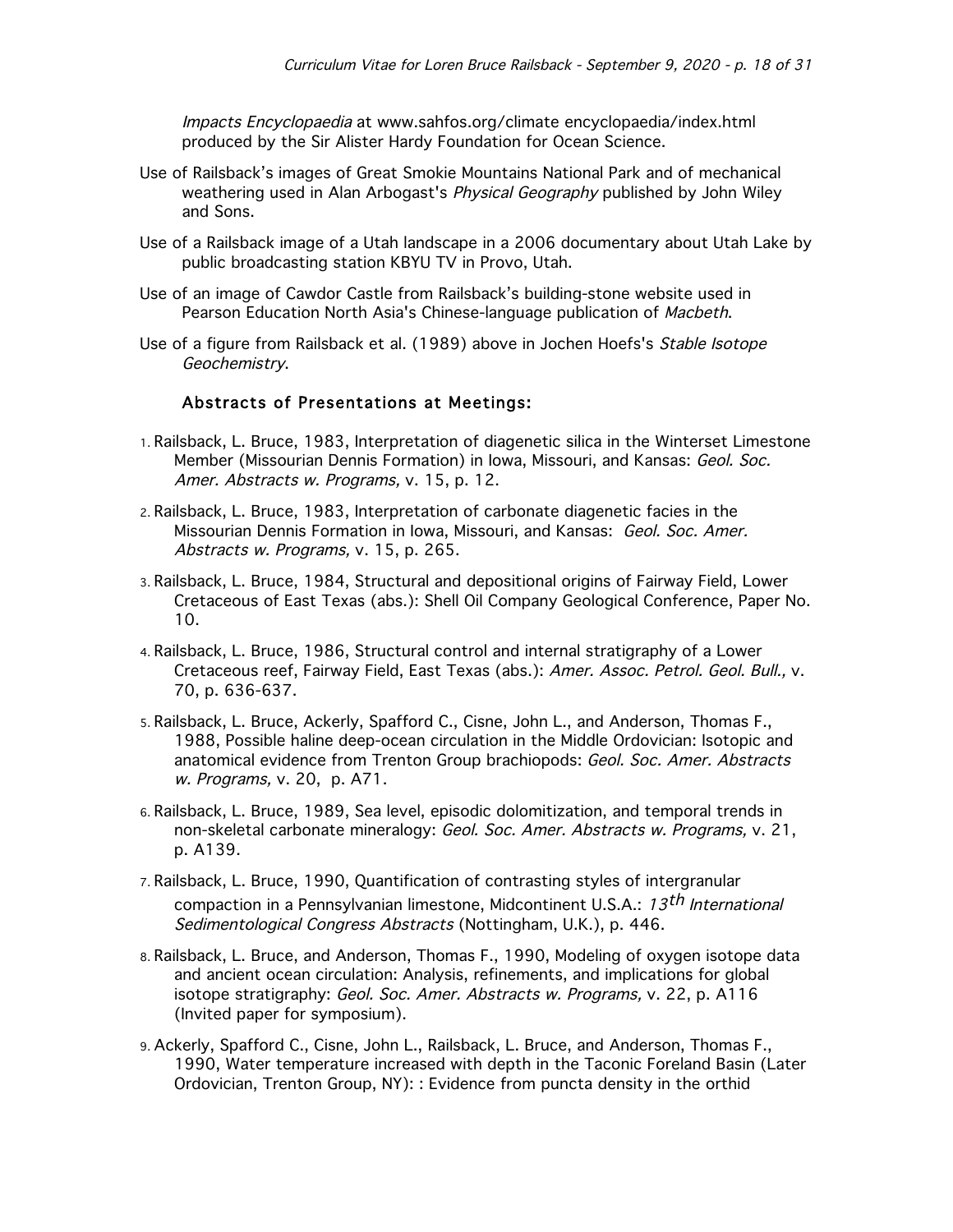*Impacts Encyclopaedia* at www.sahfos.org/climate encyclopaedia/index.html produced by the Sir Alister Hardy Foundation for Ocean Science.

Use of Railsback's images of Great Smokie Mountains National Park and of mechanical weathering used in Alan Arbogast's *Physical Geography* published by John Wiley and Sons.

Use of a Railsback image of a Utah landscape in a 2006 documentary about Utah Lake by public broadcasting station KBYU TV in Provo, Utah.

Use of an image of Cawdor Castle from Railsback's building-stone website used in Pearson Education North Asia's Chinese-language publication of *Macbeth*.

Use of a figure from Railsback et al. (1989) above in Jochen Hoefs's *Stable Isotope Geochemistry*.

### Abstracts of Presentations at Meetings:

1. Railsback, L. Bruce, 1983, Interpretation of diagenetic silica in the Winterset Limestone Member (Missourian Dennis Formation) in Iowa, Missouri, and Kansas: *Geol. Soc. Amer. Abstracts w. Programs,* v. 15, p. 12.
2. Railsback, L. Bruce, 1983, Interpretation of carbonate diagenetic facies in the Missourian Dennis Formation in Iowa, Missouri, and Kansas: *Geol. Soc. Amer. Abstracts w. Programs,* v. 15, p. 265.
3. Railsback, L. Bruce, 1984, Structural and depositional origins of Fairway Field, Lower Cretaceous of East Texas (abs.): Shell Oil Company Geological Conference, Paper No. 10.
4. Railsback, L. Bruce, 1986, Structural control and internal stratigraphy of a Lower Cretaceous reef, Fairway Field, East Texas (abs.): *Amer. Assoc. Petrol. Geol. Bull.,* v. 70, p. 636-637.
5. Railsback, L. Bruce, Ackerly, Spafford C., Cisne, John L., and Anderson, Thomas F., 1988, Possible haline deep-ocean circulation in the Middle Ordovician: Isotopic and anatomical evidence from Trenton Group brachiopods: *Geol. Soc. Amer. Abstracts w. Programs,* v. 20, p. A71.
6. Railsback, L. Bruce, 1989, Sea level, episodic dolomitization, and temporal trends in non-skeletal carbonate mineralogy: *Geol. Soc. Amer. Abstracts w. Programs,* v. 21, p. A139.
7. Railsback, L. Bruce, 1990, Quantification of contrasting styles of intergranular compaction in a Pennsylvanian limestone, Midcontinent U.S.A.: *13th International Sedimentological Congress Abstracts* (Nottingham, U.K.), p. 446.
8. Railsback, L. Bruce, and Anderson, Thomas F., 1990, Modeling of oxygen isotope data and ancient ocean circulation: Analysis, refinements, and implications for global isotope stratigraphy: *Geol. Soc. Amer. Abstracts w. Programs,* v. 22, p. A116 (Invited paper for symposium).
9. Ackerly, Spafford C., Cisne, John L., Railsback, L. Bruce, and Anderson, Thomas F., 1990, Water temperature increased with depth in the Taconic Foreland Basin (Later Ordovician, Trenton Group, NY): : Evidence from puncta density in the orthid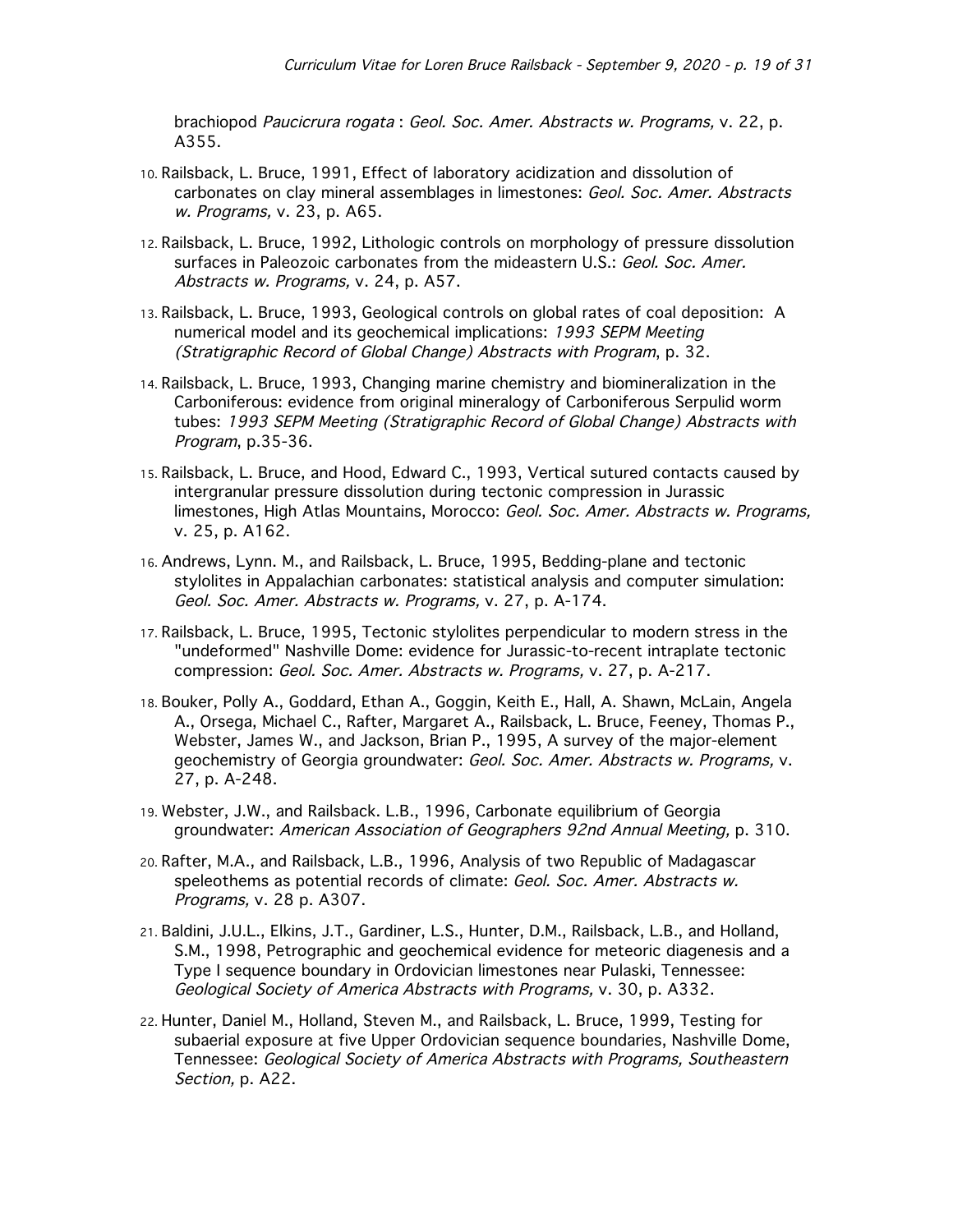brachiopod *Paucicrura rogata* : *Geol. Soc. Amer. Abstracts w. Programs,* v. 22, p. A355.

10. Railsback, L. Bruce, 1991, Effect of laboratory acidization and dissolution of carbonates on clay mineral assemblages in limestones: *Geol. Soc. Amer. Abstracts w. Programs,* v. 23, p. A65.

12. Railsback, L. Bruce, 1992, Lithologic controls on morphology of pressure dissolution surfaces in Paleozoic carbonates from the mideastern U.S.: *Geol. Soc. Amer. Abstracts w. Programs,* v. 24, p. A57.

13. Railsback, L. Bruce, 1993, Geological controls on global rates of coal deposition: A numerical model and its geochemical implications: *1993 SEPM Meeting (Stratigraphic Record of Global Change) Abstracts with Program*, p. 32.

14. Railsback, L. Bruce, 1993, Changing marine chemistry and biomineralization in the Carboniferous: evidence from original mineralogy of Carboniferous Serpulid worm tubes: *1993 SEPM Meeting (Stratigraphic Record of Global Change) Abstracts with Program*, p.35-36.

15. Railsback, L. Bruce, and Hood, Edward C., 1993, Vertical sutured contacts caused by intergranular pressure dissolution during tectonic compression in Jurassic limestones, High Atlas Mountains, Morocco: *Geol. Soc. Amer. Abstracts w. Programs,* v. 25, p. A162.

16. Andrews, Lynn. M., and Railsback, L. Bruce, 1995, Bedding-plane and tectonic stylolites in Appalachian carbonates: statistical analysis and computer simulation: *Geol. Soc. Amer. Abstracts w. Programs,* v. 27, p. A-174.

17. Railsback, L. Bruce, 1995, Tectonic stylolites perpendicular to modern stress in the "undeformed" Nashville Dome: evidence for Jurassic-to-recent intraplate tectonic compression: *Geol. Soc. Amer. Abstracts w. Programs,* v. 27, p. A-217.

18. Bouker, Polly A., Goddard, Ethan A., Goggin, Keith E., Hall, A. Shawn, McLain, Angela A., Orsega, Michael C., Rafter, Margaret A., Railsback, L. Bruce, Feeney, Thomas P., Webster, James W., and Jackson, Brian P., 1995, A survey of the major-element geochemistry of Georgia groundwater: *Geol. Soc. Amer. Abstracts w. Programs,* v. 27, p. A-248.

19. Webster, J.W., and Railsback. L.B., 1996, Carbonate equilibrium of Georgia groundwater: *American Association of Geographers 92nd Annual Meeting,* p. 310.

20. Rafter, M.A., and Railsback, L.B., 1996, Analysis of two Republic of Madagascar speleothems as potential records of climate: *Geol. Soc. Amer. Abstracts w. Programs,* v. 28 p. A307.

21. Baldini, J.U.L., Elkins, J.T., Gardiner, L.S., Hunter, D.M., Railsback, L.B., and Holland, S.M., 1998, Petrographic and geochemical evidence for meteoric diagenesis and a Type I sequence boundary in Ordovician limestones near Pulaski, Tennessee: *Geological Society of America Abstracts with Programs,* v. 30, p. A332.

22. Hunter, Daniel M., Holland, Steven M., and Railsback, L. Bruce, 1999, Testing for subaerial exposure at five Upper Ordovician sequence boundaries, Nashville Dome, Tennessee: *Geological Society of America Abstracts with Programs, Southeastern Section,* p. A22.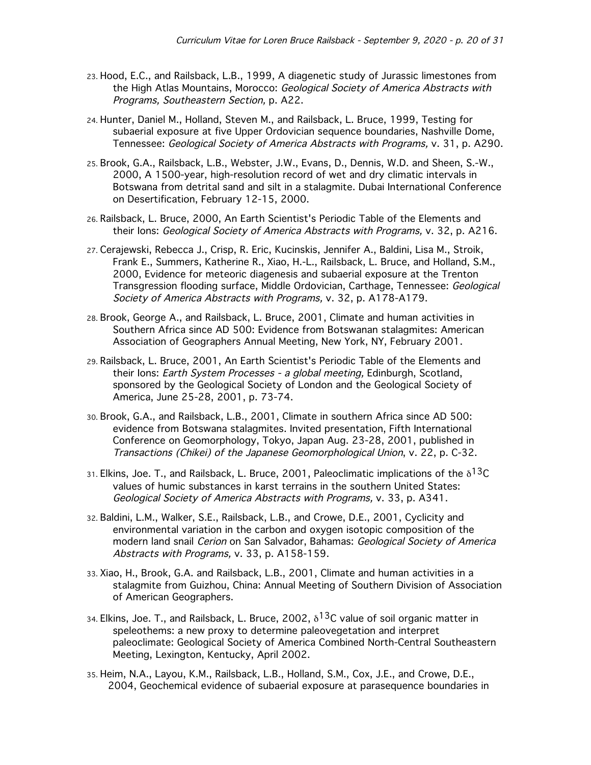23. Hood, E.C., and Railsback, L.B., 1999, A diagenetic study of Jurassic limestones from the High Atlas Mountains, Morocco: *Geological Society of America Abstracts with Programs, Southeastern Section,* p. A22.

24. Hunter, Daniel M., Holland, Steven M., and Railsback, L. Bruce, 1999, Testing for subaerial exposure at five Upper Ordovician sequence boundaries, Nashville Dome, Tennessee: *Geological Society of America Abstracts with Programs,* v. 31, p. A290.

25. Brook, G.A., Railsback, L.B., Webster, J.W., Evans, D., Dennis, W.D. and Sheen, S.-W., 2000, A 1500-year, high-resolution record of wet and dry climatic intervals in Botswana from detrital sand and silt in a stalagmite. Dubai International Conference on Desertification, February 12-15, 2000.

26. Railsback, L. Bruce, 2000, An Earth Scientist's Periodic Table of the Elements and their Ions: *Geological Society of America Abstracts with Programs,* v. 32, p. A216.

27. Cerajewski, Rebecca J., Crisp, R. Eric, Kucinskis, Jennifer A., Baldini, Lisa M., Stroik, Frank E., Summers, Katherine R., Xiao, H.-L., Railsback, L. Bruce, and Holland, S.M., 2000, Evidence for meteoric diagenesis and subaerial exposure at the Trenton Transgression flooding surface, Middle Ordovician, Carthage, Tennessee: *Geological Society of America Abstracts with Programs,* v. 32, p. A178-A179.

28. Brook, George A., and Railsback, L. Bruce, 2001, Climate and human activities in Southern Africa since AD 500: Evidence from Botswanan stalagmites: American Association of Geographers Annual Meeting, New York, NY, February 2001.

29. Railsback, L. Bruce, 2001, An Earth Scientist's Periodic Table of the Elements and their Ions: *Earth System Processes - a global meeting,* Edinburgh, Scotland, sponsored by the Geological Society of London and the Geological Society of America, June 25-28, 2001, p. 73-74.

30. Brook, G.A., and Railsback, L.B., 2001, Climate in southern Africa since AD 500: evidence from Botswana stalagmites. Invited presentation, Fifth International Conference on Geomorphology, Tokyo, Japan Aug. 23-28, 2001, published in *Transactions (Chikei) of the Japanese Geomorphological Union*, v. 22, p. C-32.

31. Elkins, Joe. T., and Railsback, L. Bruce, 2001, Paleoclimatic implications of the $\delta^{13}C$ values of humic substances in karst terrains in the southern United States: *Geological Society of America Abstracts with Programs,* v. 33, p. A341.

32. Baldini, L.M., Walker, S.E., Railsback, L.B., and Crowe, D.E., 2001, Cyclicity and environmental variation in the carbon and oxygen isotopic composition of the modern land snail *Cerion* on San Salvador, Bahamas: *Geological Society of America Abstracts with Programs,* v. 33, p. A158-159.

33. Xiao, H., Brook, G.A. and Railsback, L.B., 2001, Climate and human activities in a stalagmite from Guizhou, China: Annual Meeting of Southern Division of Association of American Geographers.

34. Elkins, Joe. T., and Railsback, L. Bruce, 2002, $\delta^{13}C$ value of soil organic matter in speleothems: a new proxy to determine paleovegetation and interpret paleoclimate: Geological Society of America Combined North-Central Southeastern Meeting, Lexington, Kentucky, April 2002.

35. Heim, N.A., Layou, K.M., Railsback, L.B., Holland, S.M., Cox, J.E., and Crowe, D.E., 2004, Geochemical evidence of subaerial exposure at parasequence boundaries in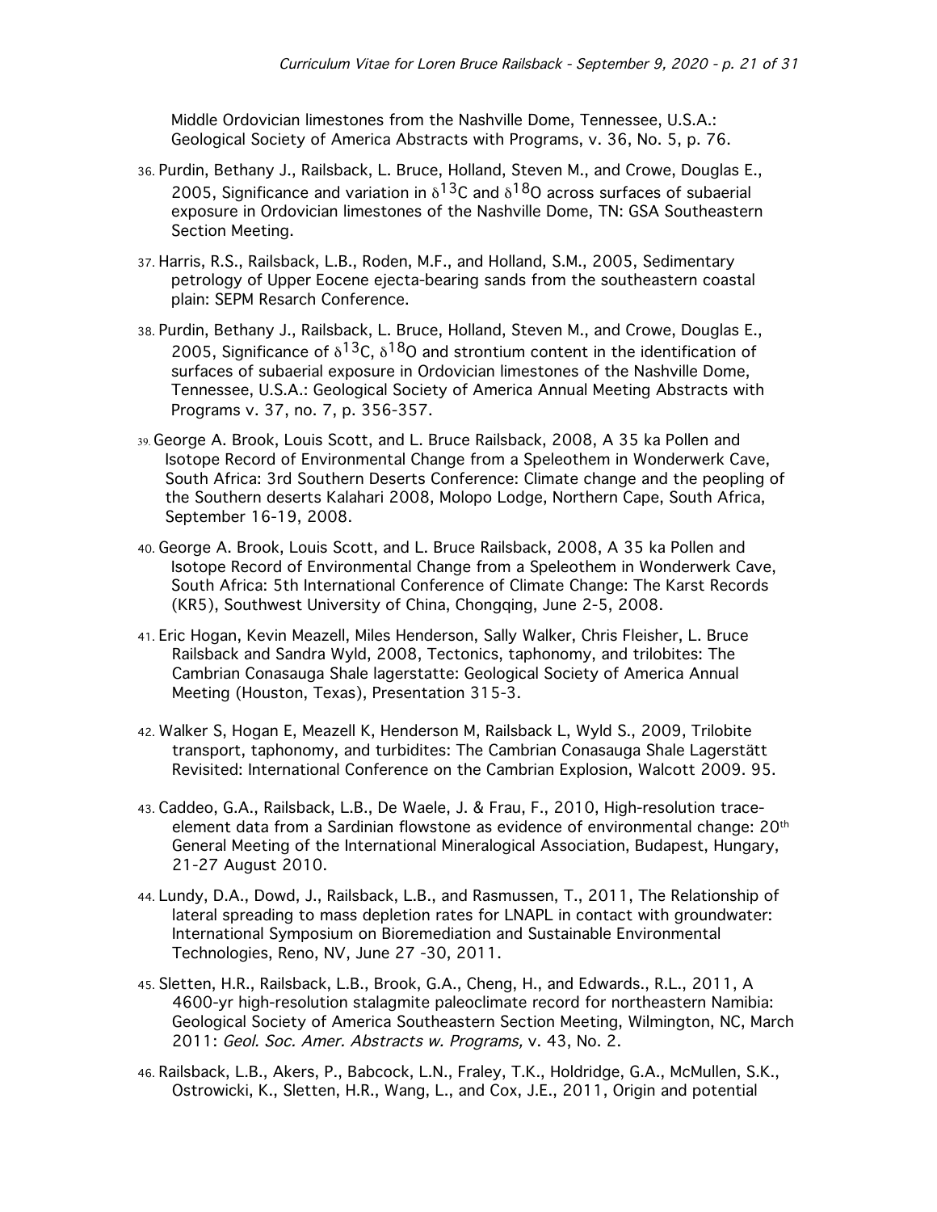Middle Ordovician limestones from the Nashville Dome, Tennessee, U.S.A.: Geological Society of America Abstracts with Programs, v. 36, No. 5, p. 76.

36. Purdin, Bethany J., Railsback, L. Bruce, Holland, Steven M., and Crowe, Douglas E., 2005, Significance and variation in $\delta^{13}C$ and $\delta^{18}O$ across surfaces of subaerial exposure in Ordovician limestones of the Nashville Dome, TN: GSA Southeastern Section Meeting.

37. Harris, R.S., Railsback, L.B., Roden, M.F., and Holland, S.M., 2005, Sedimentary petrology of Upper Eocene ejecta-bearing sands from the southeastern coastal plain: SEPM Resarch Conference.

38. Purdin, Bethany J., Railsback, L. Bruce, Holland, Steven M., and Crowe, Douglas E., 2005, Significance of $\delta^{13}C$, $\delta^{18}O$ and strontium content in the identification of surfaces of subaerial exposure in Ordovician limestones of the Nashville Dome, Tennessee, U.S.A.: Geological Society of America Annual Meeting Abstracts with Programs v. 37, no. 7, p. 356-357.

39. George A. Brook, Louis Scott, and L. Bruce Railsback, 2008, A 35 ka Pollen and Isotope Record of Environmental Change from a Speleothem in Wonderwerk Cave, South Africa: 3rd Southern Deserts Conference: Climate change and the peopling of the Southern deserts Kalahari 2008, Molopo Lodge, Northern Cape, South Africa, September 16-19, 2008.

40. George A. Brook, Louis Scott, and L. Bruce Railsback, 2008, A 35 ka Pollen and Isotope Record of Environmental Change from a Speleothem in Wonderwerk Cave, South Africa: 5th International Conference of Climate Change: The Karst Records (KR5), Southwest University of China, Chongqing, June 2-5, 2008.

41. Eric Hogan, Kevin Meazell, Miles Henderson, Sally Walker, Chris Fleisher, L. Bruce Railsback and Sandra Wyld, 2008, Tectonics, taphonomy, and trilobites: The Cambrian Conasauga Shale lagerstatte: Geological Society of America Annual Meeting (Houston, Texas), Presentation 315-3.

42. Walker S, Hogan E, Meazell K, Henderson M, Railsback L, Wyld S., 2009, Trilobite transport, taphonomy, and turbidites: The Cambrian Conasauga Shale Lagerstätt Revisited: International Conference on the Cambrian Explosion, Walcott 2009. 95.

43. Caddeo, G.A., Railsback, L.B., De Waele, J. & Frau, F., 2010, High-resolution trace-element data from a Sardinian flowstone as evidence of environmental change: 20th General Meeting of the International Mineralogical Association, Budapest, Hungary, 21-27 August 2010.

44. Lundy, D.A., Dowd, J., Railsback, L.B., and Rasmussen, T., 2011, The Relationship of lateral spreading to mass depletion rates for LNAPL in contact with groundwater: International Symposium on Bioremediation and Sustainable Environmental Technologies, Reno, NV, June 27 -30, 2011.

45. Sletten, H.R., Railsback, L.B., Brook, G.A., Cheng, H., and Edwards., R.L., 2011, A 4600-yr high-resolution stalagmite paleoclimate record for northeastern Namibia: Geological Society of America Southeastern Section Meeting, Wilmington, NC, March 2011: *Geol. Soc. Amer. Abstracts w. Programs,* v. 43, No. 2.

46. Railsback, L.B., Akers, P., Babcock, L.N., Fraley, T.K., Holdridge, G.A., McMullen, S.K., Ostrowicki, K., Sletten, H.R., Wang, L., and Cox, J.E., 2011, Origin and potential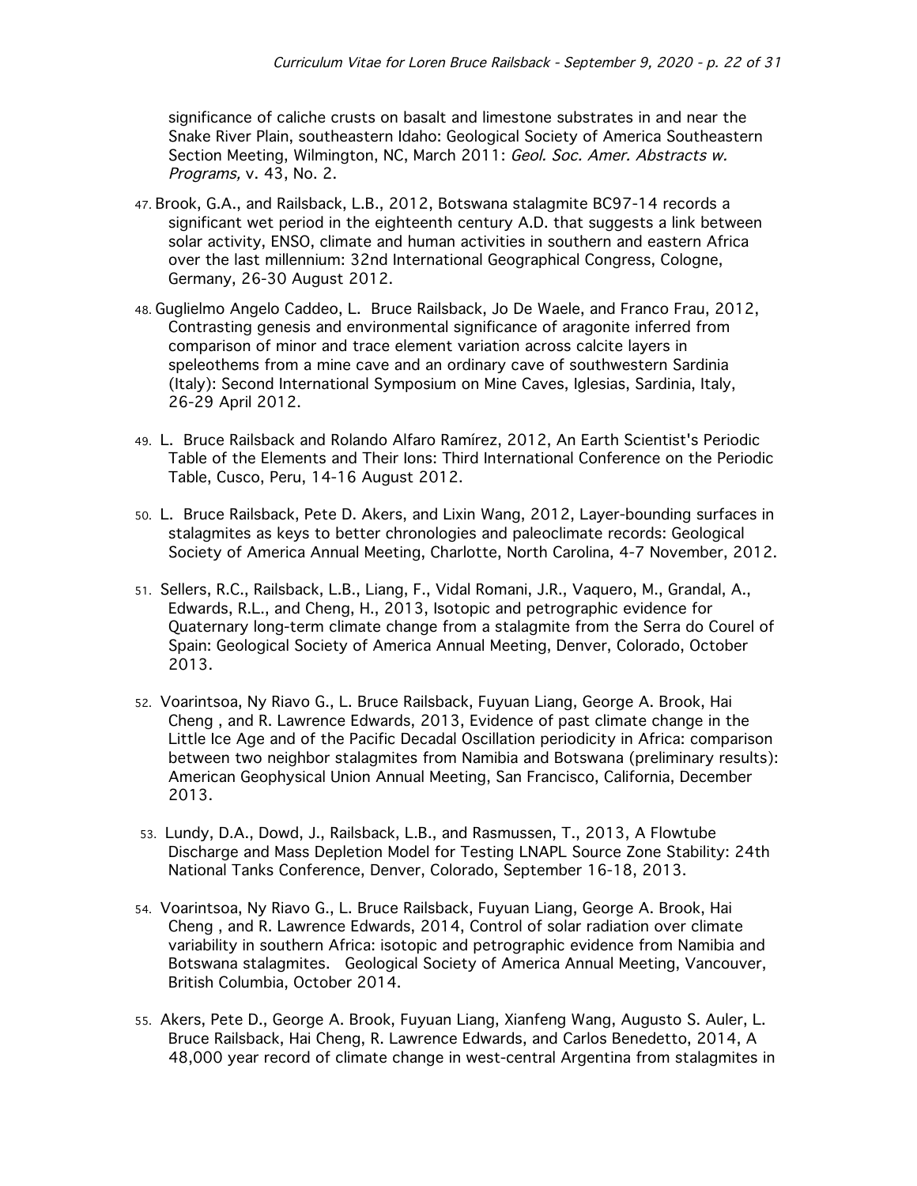significance of caliche crusts on basalt and limestone substrates in and near the Snake River Plain, southeastern Idaho: Geological Society of America Southeastern Section Meeting, Wilmington, NC, March 2011: *Geol. Soc. Amer. Abstracts w. Programs,* v. 43, No. 2.

47. Brook, G.A., and Railsback, L.B., 2012, Botswana stalagmite BC97-14 records a significant wet period in the eighteenth century A.D. that suggests a link between solar activity, ENSO, climate and human activities in southern and eastern Africa over the last millennium: 32nd International Geographical Congress, Cologne, Germany, 26-30 August 2012.

48. Guglielmo Angelo Caddeo, L. Bruce Railsback, Jo De Waele, and Franco Frau, 2012, Contrasting genesis and environmental significance of aragonite inferred from comparison of minor and trace element variation across calcite layers in speleothems from a mine cave and an ordinary cave of southwestern Sardinia (Italy): Second International Symposium on Mine Caves, Iglesias, Sardinia, Italy, 26-29 April 2012.

49. L. Bruce Railsback and Rolando Alfaro Ramírez, 2012, An Earth Scientist's Periodic Table of the Elements and Their Ions: Third International Conference on the Periodic Table, Cusco, Peru, 14-16 August 2012.

50. L. Bruce Railsback, Pete D. Akers, and Lixin Wang, 2012, Layer-bounding surfaces in stalagmites as keys to better chronologies and paleoclimate records: Geological Society of America Annual Meeting, Charlotte, North Carolina, 4-7 November, 2012.

51. Sellers, R.C., Railsback, L.B., Liang, F., Vidal Romani, J.R., Vaquero, M., Grandal, A., Edwards, R.L., and Cheng, H., 2013, Isotopic and petrographic evidence for Quaternary long-term climate change from a stalagmite from the Serra do Courel of Spain: Geological Society of America Annual Meeting, Denver, Colorado, October 2013.

52. Voarintsoa, Ny Riavo G., L. Bruce Railsback, Fuyuan Liang, George A. Brook, Hai Cheng , and R. Lawrence Edwards, 2013, Evidence of past climate change in the Little Ice Age and of the Pacific Decadal Oscillation periodicity in Africa: comparison between two neighbor stalagmites from Namibia and Botswana (preliminary results): American Geophysical Union Annual Meeting, San Francisco, California, December 2013.

53. Lundy, D.A., Dowd, J., Railsback, L.B., and Rasmussen, T., 2013, A Flowtube Discharge and Mass Depletion Model for Testing LNAPL Source Zone Stability: 24th National Tanks Conference, Denver, Colorado, September 16-18, 2013.

54. Voarintsoa, Ny Riavo G., L. Bruce Railsback, Fuyuan Liang, George A. Brook, Hai Cheng , and R. Lawrence Edwards, 2014, Control of solar radiation over climate variability in southern Africa: isotopic and petrographic evidence from Namibia and Botswana stalagmites. Geological Society of America Annual Meeting, Vancouver, British Columbia, October 2014.

55. Akers, Pete D., George A. Brook, Fuyuan Liang, Xianfeng Wang, Augusto S. Auler, L. Bruce Railsback, Hai Cheng, R. Lawrence Edwards, and Carlos Benedetto, 2014, A 48,000 year record of climate change in west-central Argentina from stalagmites in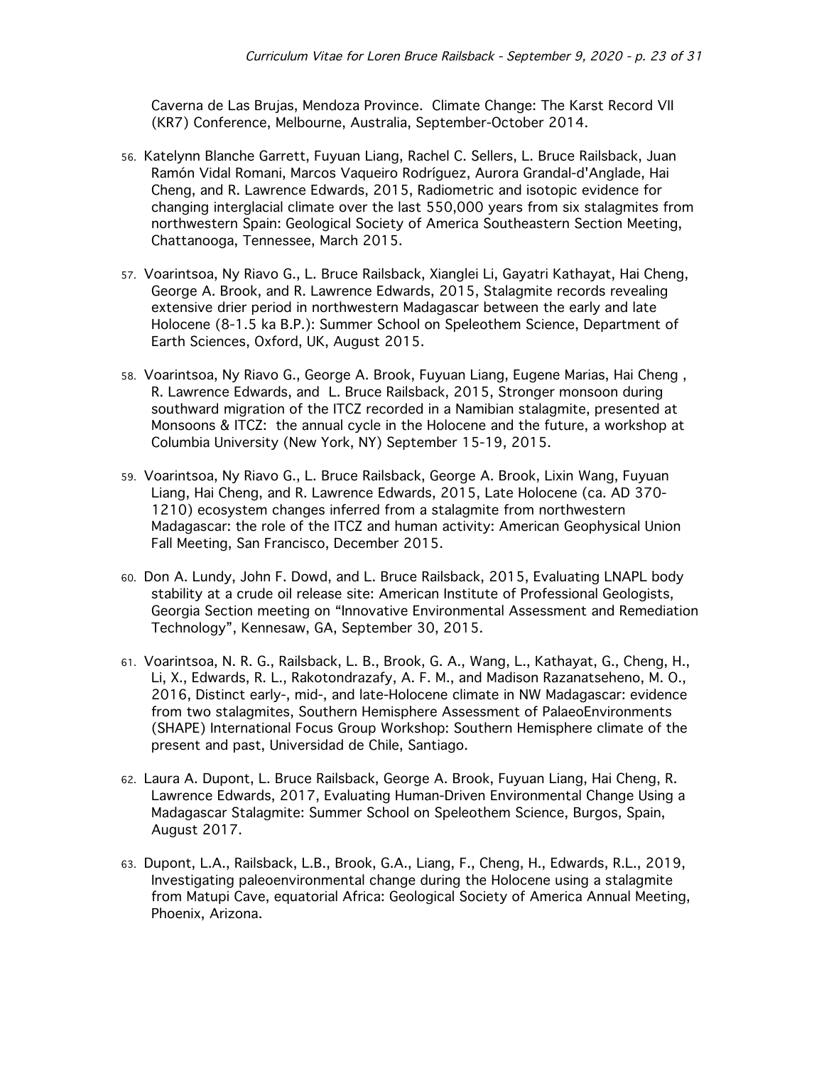Caverna de Las Brujas, Mendoza Province. Climate Change: The Karst Record VII (KR7) Conference, Melbourne, Australia, September-October 2014.

56. Katelynn Blanche Garrett, Fuyuan Liang, Rachel C. Sellers, L. Bruce Railsback, Juan Ramón Vidal Romani, Marcos Vaqueiro Rodríguez, Aurora Grandal-d'Anglade, Hai Cheng, and R. Lawrence Edwards, 2015, Radiometric and isotopic evidence for changing interglacial climate over the last 550,000 years from six stalagmites from northwestern Spain: Geological Society of America Southeastern Section Meeting, Chattanooga, Tennessee, March 2015.

57. Voarintsoa, Ny Riavo G., L. Bruce Railsback, Xianglei Li, Gayatri Kathayat, Hai Cheng, George A. Brook, and R. Lawrence Edwards, 2015, Stalagmite records revealing extensive drier period in northwestern Madagascar between the early and late Holocene (8-1.5 ka B.P.): Summer School on Speleothem Science, Department of Earth Sciences, Oxford, UK, August 2015.

58. Voarintsoa, Ny Riavo G., George A. Brook, Fuyuan Liang, Eugene Marias, Hai Cheng , R. Lawrence Edwards, and L. Bruce Railsback, 2015, Stronger monsoon during southward migration of the ITCZ recorded in a Namibian stalagmite, presented at Monsoons & ITCZ: the annual cycle in the Holocene and the future, a workshop at Columbia University (New York, NY) September 15-19, 2015.

59. Voarintsoa, Ny Riavo G., L. Bruce Railsback, George A. Brook, Lixin Wang, Fuyuan Liang, Hai Cheng, and R. Lawrence Edwards, 2015, Late Holocene (ca. AD 370-1210) ecosystem changes inferred from a stalagmite from northwestern Madagascar: the role of the ITCZ and human activity: American Geophysical Union Fall Meeting, San Francisco, December 2015.

60. Don A. Lundy, John F. Dowd, and L. Bruce Railsback, 2015, Evaluating LNAPL body stability at a crude oil release site: American Institute of Professional Geologists, Georgia Section meeting on "Innovative Environmental Assessment and Remediation Technology", Kennesaw, GA, September 30, 2015.

61. Voarintsoa, N. R. G., Railsback, L. B., Brook, G. A., Wang, L., Kathayat, G., Cheng, H., Li, X., Edwards, R. L., Rakotondrazafy, A. F. M., and Madison Razanatseheno, M. O., 2016, Distinct early-, mid-, and late-Holocene climate in NW Madagascar: evidence from two stalagmites, Southern Hemisphere Assessment of PalaeoEnvironments (SHAPE) International Focus Group Workshop: Southern Hemisphere climate of the present and past, Universidad de Chile, Santiago.

62. Laura A. Dupont, L. Bruce Railsback, George A. Brook, Fuyuan Liang, Hai Cheng, R. Lawrence Edwards, 2017, Evaluating Human-Driven Environmental Change Using a Madagascar Stalagmite: Summer School on Speleothem Science, Burgos, Spain, August 2017.

63. Dupont, L.A., Railsback, L.B., Brook, G.A., Liang, F., Cheng, H., Edwards, R.L., 2019, Investigating paleoenvironmental change during the Holocene using a stalagmite from Matupi Cave, equatorial Africa: Geological Society of America Annual Meeting, Phoenix, Arizona.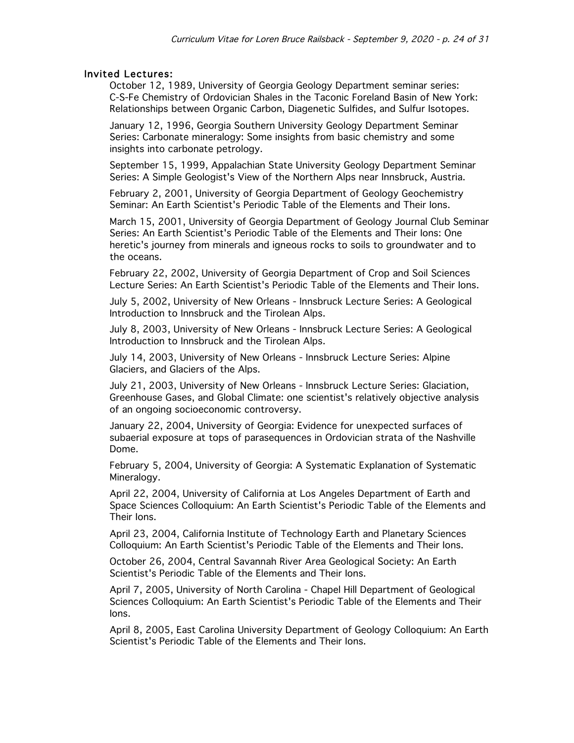### Invited Lectures:

October 12, 1989, University of Georgia Geology Department seminar series: C-S-Fe Chemistry of Ordovician Shales in the Taconic Foreland Basin of New York: Relationships between Organic Carbon, Diagenetic Sulfides, and Sulfur Isotopes.

January 12, 1996, Georgia Southern University Geology Department Seminar Series: Carbonate mineralogy: Some insights from basic chemistry and some insights into carbonate petrology.

September 15, 1999, Appalachian State University Geology Department Seminar Series: A Simple Geologist's View of the Northern Alps near Innsbruck, Austria.

February 2, 2001, University of Georgia Department of Geology Geochemistry Seminar: An Earth Scientist's Periodic Table of the Elements and Their Ions.

March 15, 2001, University of Georgia Department of Geology Journal Club Seminar Series: An Earth Scientist's Periodic Table of the Elements and Their Ions: One heretic's journey from minerals and igneous rocks to soils to groundwater and to the oceans.

February 22, 2002, University of Georgia Department of Crop and Soil Sciences Lecture Series: An Earth Scientist's Periodic Table of the Elements and Their Ions.

July 5, 2002, University of New Orleans - Innsbruck Lecture Series: A Geological Introduction to Innsbruck and the Tirolean Alps.

July 8, 2003, University of New Orleans - Innsbruck Lecture Series: A Geological Introduction to Innsbruck and the Tirolean Alps.

July 14, 2003, University of New Orleans - Innsbruck Lecture Series: Alpine Glaciers, and Glaciers of the Alps.

July 21, 2003, University of New Orleans - Innsbruck Lecture Series: Glaciation, Greenhouse Gases, and Global Climate: one scientist's relatively objective analysis of an ongoing socioeconomic controversy.

January 22, 2004, University of Georgia: Evidence for unexpected surfaces of subaerial exposure at tops of parasequences in Ordovician strata of the Nashville Dome.

February 5, 2004, University of Georgia: A Systematic Explanation of Systematic Mineralogy.

April 22, 2004, University of California at Los Angeles Department of Earth and Space Sciences Colloquium: An Earth Scientist's Periodic Table of the Elements and Their Ions.

April 23, 2004, California Institute of Technology Earth and Planetary Sciences Colloquium: An Earth Scientist's Periodic Table of the Elements and Their Ions.

October 26, 2004, Central Savannah River Area Geological Society: An Earth Scientist's Periodic Table of the Elements and Their Ions.

April 7, 2005, University of North Carolina - Chapel Hill Department of Geological Sciences Colloquium: An Earth Scientist's Periodic Table of the Elements and Their Ions.

April 8, 2005, East Carolina University Department of Geology Colloquium: An Earth Scientist's Periodic Table of the Elements and Their Ions.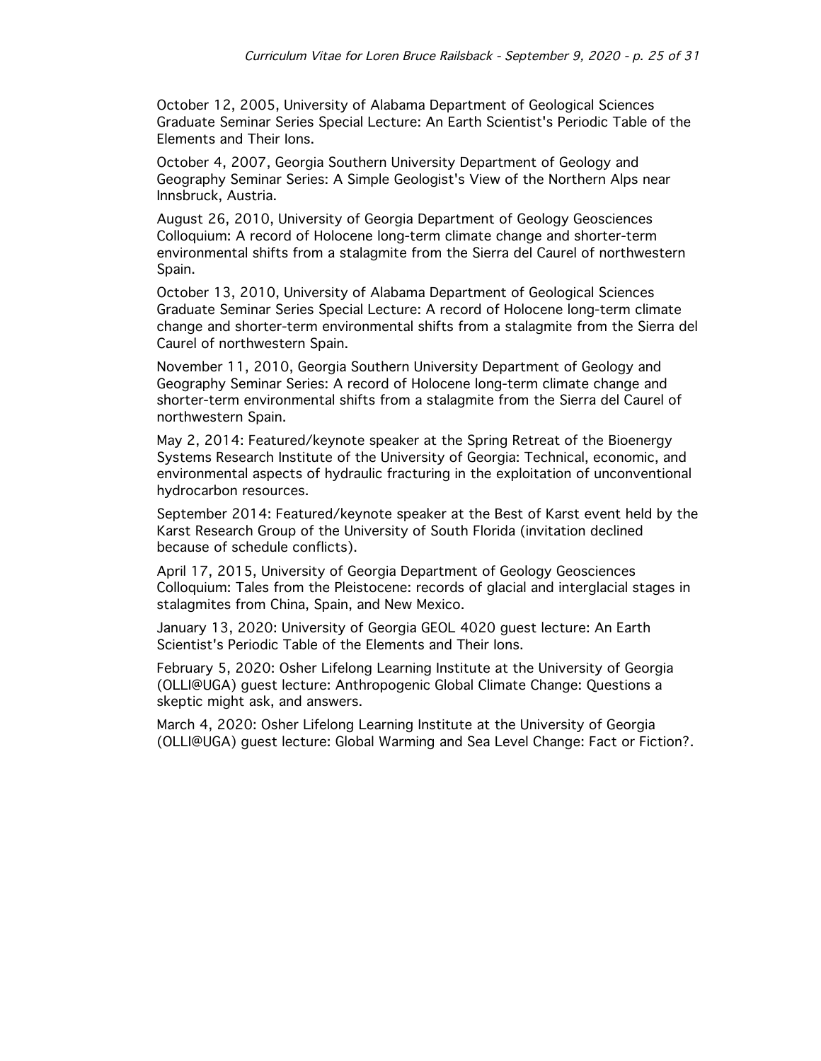October 12, 2005, University of Alabama Department of Geological Sciences Graduate Seminar Series Special Lecture: An Earth Scientist's Periodic Table of the Elements and Their Ions.

October 4, 2007, Georgia Southern University Department of Geology and Geography Seminar Series: A Simple Geologist's View of the Northern Alps near Innsbruck, Austria.

August 26, 2010, University of Georgia Department of Geology Geosciences Colloquium: A record of Holocene long-term climate change and shorter-term environmental shifts from a stalagmite from the Sierra del Caurel of northwestern Spain.

October 13, 2010, University of Alabama Department of Geological Sciences Graduate Seminar Series Special Lecture: A record of Holocene long-term climate change and shorter-term environmental shifts from a stalagmite from the Sierra del Caurel of northwestern Spain.

November 11, 2010, Georgia Southern University Department of Geology and Geography Seminar Series: A record of Holocene long-term climate change and shorter-term environmental shifts from a stalagmite from the Sierra del Caurel of northwestern Spain.

May 2, 2014: Featured/keynote speaker at the Spring Retreat of the Bioenergy Systems Research Institute of the University of Georgia: Technical, economic, and environmental aspects of hydraulic fracturing in the exploitation of unconventional hydrocarbon resources.

September 2014: Featured/keynote speaker at the Best of Karst event held by the Karst Research Group of the University of South Florida (invitation declined because of schedule conflicts).

April 17, 2015, University of Georgia Department of Geology Geosciences Colloquium: Tales from the Pleistocene: records of glacial and interglacial stages in stalagmites from China, Spain, and New Mexico.

January 13, 2020: University of Georgia GEOL 4020 guest lecture: An Earth Scientist's Periodic Table of the Elements and Their Ions.

February 5, 2020: Osher Lifelong Learning Institute at the University of Georgia (OLLI@UGA) guest lecture: Anthropogenic Global Climate Change: Questions a skeptic might ask, and answers.

March 4, 2020: Osher Lifelong Learning Institute at the University of Georgia (OLLI@UGA) guest lecture: Global Warming and Sea Level Change: Fact or Fiction?.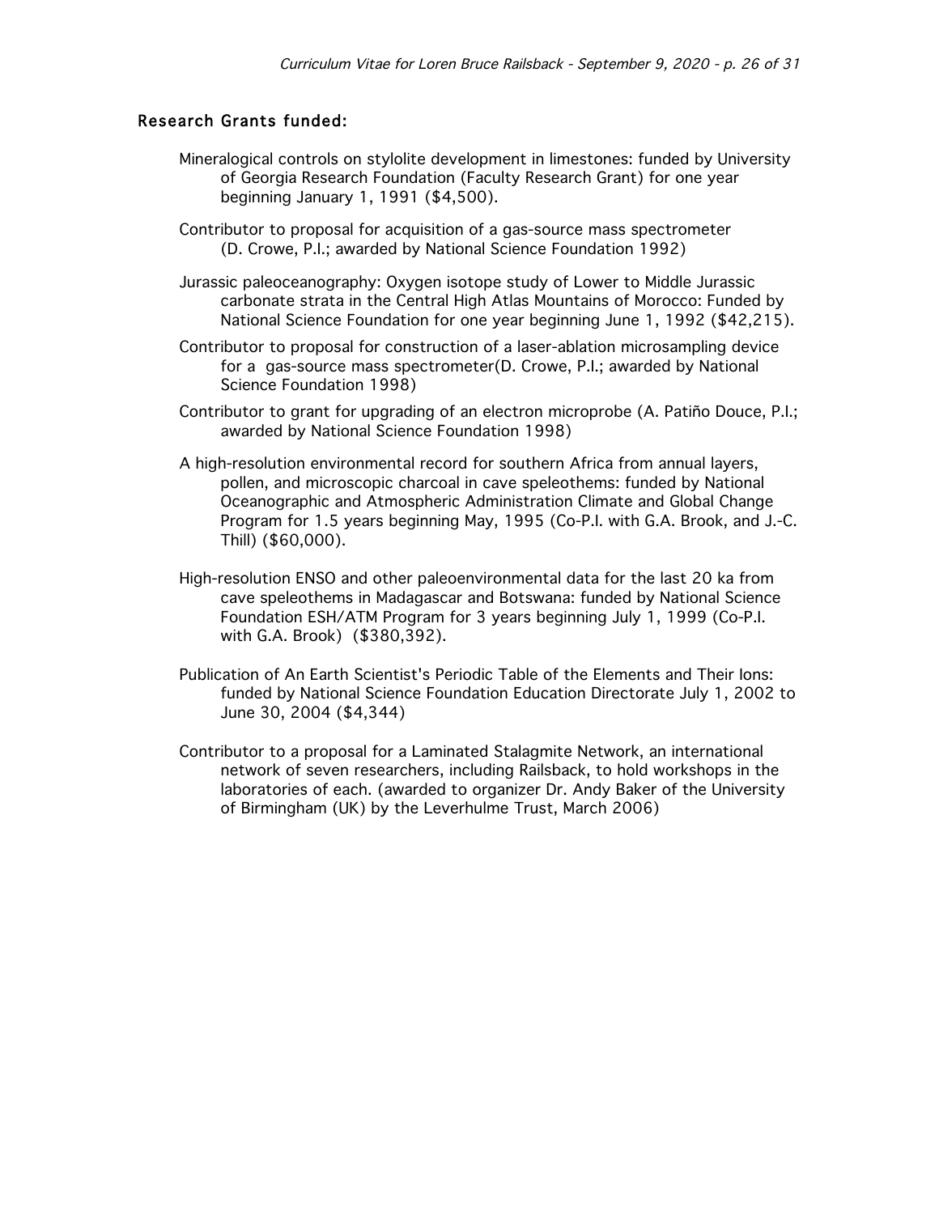### Research Grants funded:

Mineralogical controls on stylolite development in limestones: funded by University of Georgia Research Foundation (Faculty Research Grant) for one year beginning January 1, 1991 ($4,500).

Contributor to proposal for acquisition of a gas-source mass spectrometer (D. Crowe, P.I.; awarded by National Science Foundation 1992)

Jurassic paleoceanography: Oxygen isotope study of Lower to Middle Jurassic carbonate strata in the Central High Atlas Mountains of Morocco: Funded by National Science Foundation for one year beginning June 1, 1992 ($42,215).

Contributor to proposal for construction of a laser-ablation microsampling device for a gas-source mass spectrometer(D. Crowe, P.I.; awarded by National Science Foundation 1998)

Contributor to grant for upgrading of an electron microprobe (A. Patiño Douce, P.I.; awarded by National Science Foundation 1998)

A high-resolution environmental record for southern Africa from annual layers, pollen, and microscopic charcoal in cave speleothems: funded by National Oceanographic and Atmospheric Administration Climate and Global Change Program for 1.5 years beginning May, 1995 (Co-P.I. with G.A. Brook, and J.-C. Thill) ($60,000).

High-resolution ENSO and other paleoenvironmental data for the last 20 ka from cave speleothems in Madagascar and Botswana: funded by National Science Foundation ESH/ATM Program for 3 years beginning July 1, 1999 (Co-P.I. with G.A. Brook) ($380,392).

Publication of An Earth Scientist's Periodic Table of the Elements and Their Ions: funded by National Science Foundation Education Directorate July 1, 2002 to June 30, 2004 ($4,344)

Contributor to a proposal for a Laminated Stalagmite Network, an international network of seven researchers, including Railsback, to hold workshops in the laboratories of each. (awarded to organizer Dr. Andy Baker of the University of Birmingham (UK) by the Leverhulme Trust, March 2006)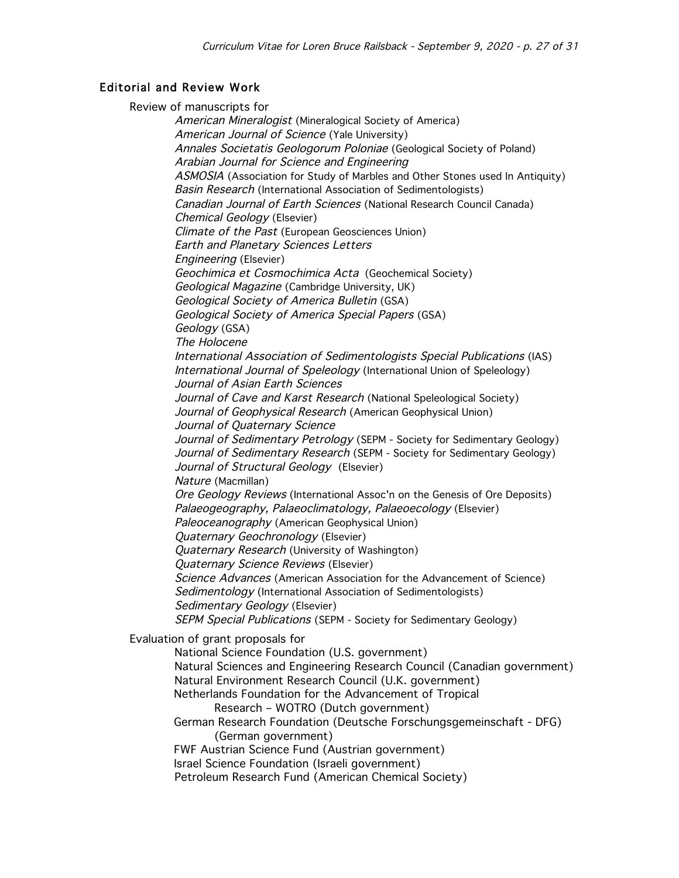## Editorial and Review Work

Review of manuscripts for

- *American Mineralogist* (Mineralogical Society of America)
- *American Journal of Science* (Yale University)
- *Annales Societatis Geologorum Poloniae* (Geological Society of Poland)
- *Arabian Journal for Science and Engineering*
- *ASMOSIA* (Association for Study of Marbles and Other Stones used In Antiquity)
- *Basin Research* (International Association of Sedimentologists)
- *Canadian Journal of Earth Sciences* (National Research Council Canada)
- *Chemical Geology* (Elsevier)
- *Climate of the Past* (European Geosciences Union)
- *Earth and Planetary Sciences Letters*
- *Engineering* (Elsevier)
- *Geochimica et Cosmochimica Acta* (Geochemical Society)
- *Geological Magazine* (Cambridge University, UK)
- *Geological Society of America Bulletin* (GSA)
- *Geological Society of America Special Papers* (GSA)
- *Geology* (GSA)
- *The Holocene*
- *International Association of Sedimentologists Special Publications* (IAS)
- *International Journal of Speleology* (International Union of Speleology)
- *Journal of Asian Earth Sciences*
- *Journal of Cave and Karst Research* (National Speleological Society)
- *Journal of Geophysical Research* (American Geophysical Union)
- *Journal of Quaternary Science*
- *Journal of Sedimentary Petrology* (SEPM - Society for Sedimentary Geology)
- *Journal of Sedimentary Research* (SEPM - Society for Sedimentary Geology)
- *Journal of Structural Geology* (Elsevier)
- *Nature* (Macmillan)
- *Ore Geology Reviews* (International Assoc'n on the Genesis of Ore Deposits)
- *Palaeogeography, Palaeoclimatology, Palaeoecology* (Elsevier)
- *Paleoceanography* (American Geophysical Union)
- *Quaternary Geochronology* (Elsevier)
- *Quaternary Research* (University of Washington)
- *Quaternary Science Reviews* (Elsevier)
- *Science Advances* (American Association for the Advancement of Science)
- *Sedimentology* (International Association of Sedimentologists)
- *Sedimentary Geology* (Elsevier)
- *SEPM Special Publications* (SEPM - Society for Sedimentary Geology)

Evaluation of grant proposals for

- National Science Foundation (U.S. government)
- Natural Sciences and Engineering Research Council (Canadian government)
- Natural Environment Research Council (U.K. government)
- Netherlands Foundation for the Advancement of Tropical Research – WOTRO (Dutch government)
- German Research Foundation (Deutsche Forschungsgemeinschaft - DFG) (German government)
- FWF Austrian Science Fund (Austrian government)
- Israel Science Foundation (Israeli government)
- Petroleum Research Fund (American Chemical Society)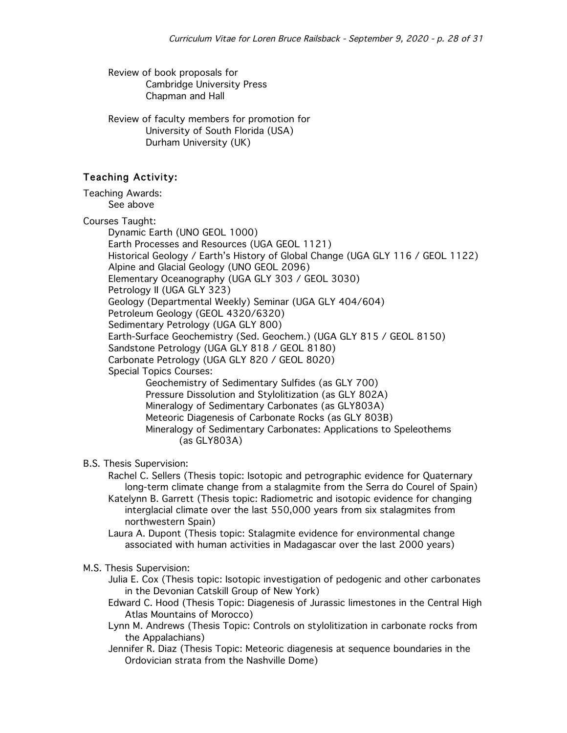Review of book proposals for
- Cambridge University Press
- Chapman and Hall

Review of faculty members for promotion for
- University of South Florida (USA)
- Durham University (UK)

## Teaching Activity:

Teaching Awards:
- See above

Courses Taught:
- Dynamic Earth (UNO GEOL 1000)
- Earth Processes and Resources (UGA GEOL 1121)
- Historical Geology / Earth's History of Global Change (UGA GLY 116 / GEOL 1122)
- Alpine and Glacial Geology (UNO GEOL 2096)
- Elementary Oceanography (UGA GLY 303 / GEOL 3030)
- Petrology II (UGA GLY 323)
- Geology (Departmental Weekly) Seminar (UGA GLY 404/604)
- Petroleum Geology (GEOL 4320/6320)
- Sedimentary Petrology (UGA GLY 800)
- Earth-Surface Geochemistry (Sed. Geochem.) (UGA GLY 815 / GEOL 8150)
- Sandstone Petrology (UGA GLY 818 / GEOL 8180)
- Carbonate Petrology (UGA GLY 820 / GEOL 8020)
- Special Topics Courses:
  - Geochemistry of Sedimentary Sulfides (as GLY 700)
  - Pressure Dissolution and Stylolitization (as GLY 802A)
  - Mineralogy of Sedimentary Carbonates (as GLY803A)
  - Meteoric Diagenesis of Carbonate Rocks (as GLY 803B)
  - Mineralogy of Sedimentary Carbonates: Applications to Speleothems (as GLY803A)

B.S. Thesis Supervision:
- Rachel C. Sellers (Thesis topic: Isotopic and petrographic evidence for Quaternary long-term climate change from a stalagmite from the Serra do Courel of Spain)
- Katelynn B. Garrett (Thesis topic: Radiometric and isotopic evidence for changing interglacial climate over the last 550,000 years from six stalagmites from northwestern Spain)
- Laura A. Dupont (Thesis topic: Stalagmite evidence for environmental change associated with human activities in Madagascar over the last 2000 years)

M.S. Thesis Supervision:
- Julia E. Cox (Thesis topic: Isotopic investigation of pedogenic and other carbonates in the Devonian Catskill Group of New York)
- Edward C. Hood (Thesis Topic: Diagenesis of Jurassic limestones in the Central High Atlas Mountains of Morocco)
- Lynn M. Andrews (Thesis Topic: Controls on stylolitization in carbonate rocks from the Appalachians)
- Jennifer R. Diaz (Thesis Topic: Meteoric diagenesis at sequence boundaries in the Ordovician strata from the Nashville Dome)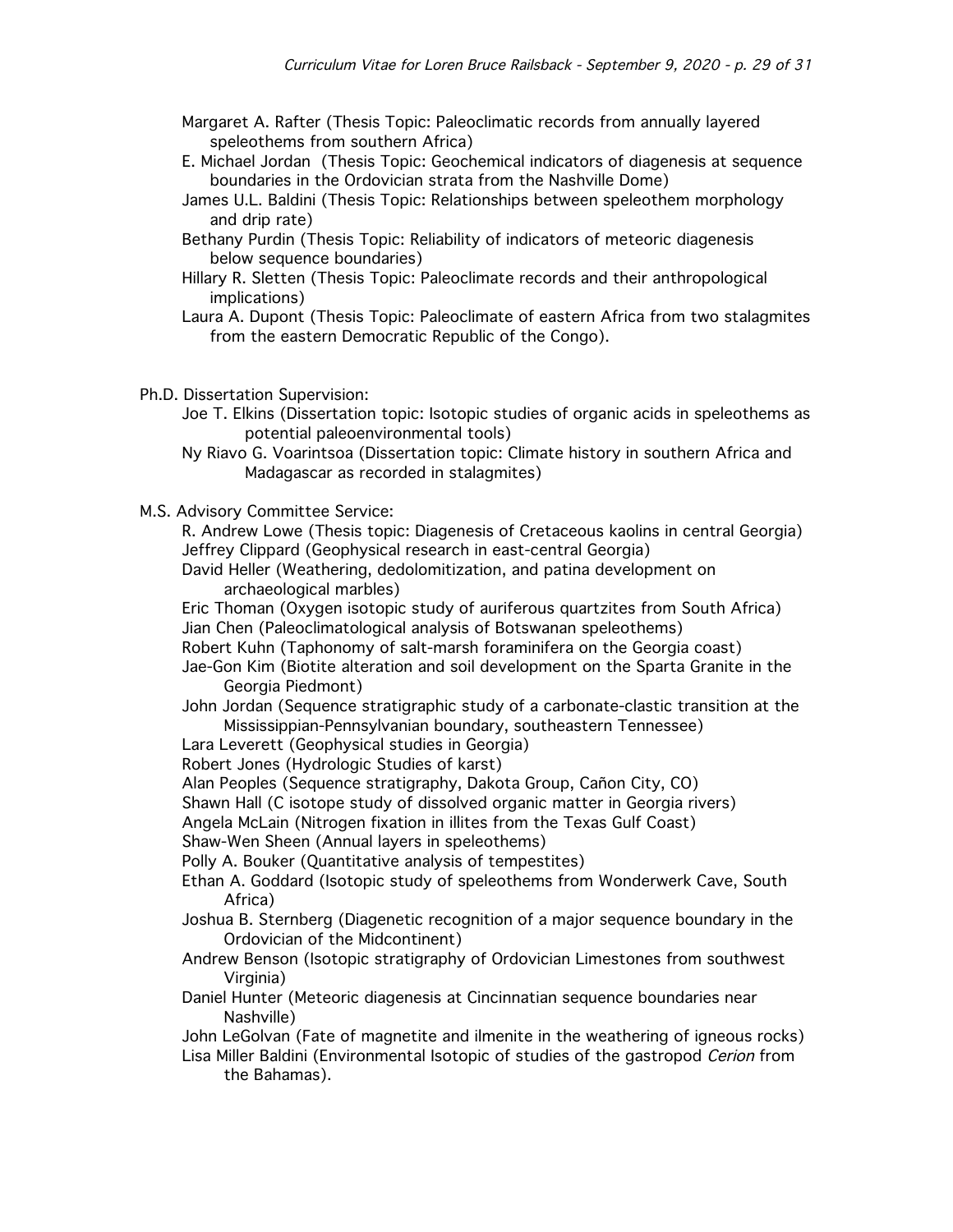Margaret A. Rafter (Thesis Topic: Paleoclimatic records from annually layered speleothems from southern Africa)

E. Michael Jordan (Thesis Topic: Geochemical indicators of diagenesis at sequence boundaries in the Ordovician strata from the Nashville Dome)

James U.L. Baldini (Thesis Topic: Relationships between speleothem morphology and drip rate)

Bethany Purdin (Thesis Topic: Reliability of indicators of meteoric diagenesis below sequence boundaries)

Hillary R. Sletten (Thesis Topic: Paleoclimate records and their anthropological implications)

Laura A. Dupont (Thesis Topic: Paleoclimate of eastern Africa from two stalagmites from the eastern Democratic Republic of the Congo).

Ph.D. Dissertation Supervision:

Joe T. Elkins (Dissertation topic: Isotopic studies of organic acids in speleothems as potential paleoenvironmental tools)

Ny Riavo G. Voarintsoa (Dissertation topic: Climate history in southern Africa and Madagascar as recorded in stalagmites)

M.S. Advisory Committee Service:

R. Andrew Lowe (Thesis topic: Diagenesis of Cretaceous kaolins in central Georgia)

Jeffrey Clippard (Geophysical research in east-central Georgia)

David Heller (Weathering, dedolomitization, and patina development on archaeological marbles)

Eric Thoman (Oxygen isotopic study of auriferous quartzites from South Africa)

Jian Chen (Paleoclimatological analysis of Botswanan speleothems)

Robert Kuhn (Taphonomy of salt-marsh foraminifera on the Georgia coast)

Jae-Gon Kim (Biotite alteration and soil development on the Sparta Granite in the Georgia Piedmont)

John Jordan (Sequence stratigraphic study of a carbonate-clastic transition at the Mississippian-Pennsylvanian boundary, southeastern Tennessee)

Lara Leverett (Geophysical studies in Georgia)

Robert Jones (Hydrologic Studies of karst)

Alan Peoples (Sequence stratigraphy, Dakota Group, Cañon City, CO)

Shawn Hall (C isotope study of dissolved organic matter in Georgia rivers)

Angela McLain (Nitrogen fixation in illites from the Texas Gulf Coast)

Shaw-Wen Sheen (Annual layers in speleothems)

Polly A. Bouker (Quantitative analysis of tempestites)

Ethan A. Goddard (Isotopic study of speleothems from Wonderwerk Cave, South Africa)

Joshua B. Sternberg (Diagenetic recognition of a major sequence boundary in the Ordovician of the Midcontinent)

Andrew Benson (Isotopic stratigraphy of Ordovician Limestones from southwest Virginia)

Daniel Hunter (Meteoric diagenesis at Cincinnatian sequence boundaries near Nashville)

John LeGolvan (Fate of magnetite and ilmenite in the weathering of igneous rocks)

Lisa Miller Baldini (Environmental Isotopic of studies of the gastropod *Cerion* from the Bahamas).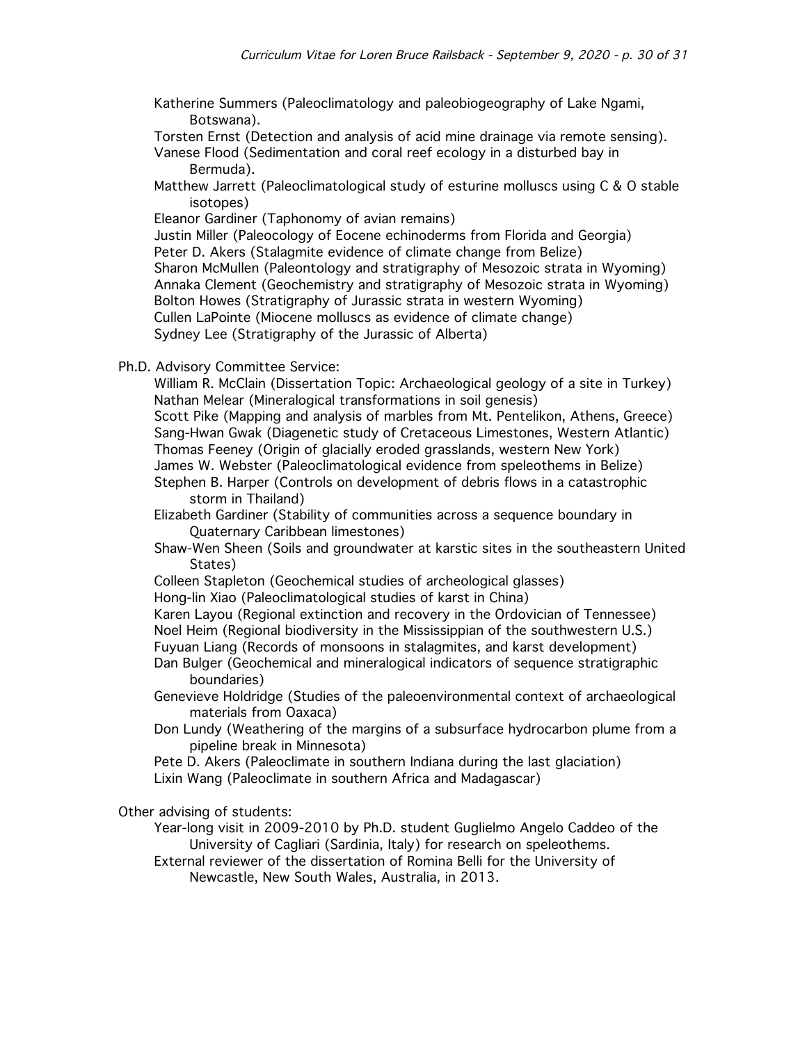Katherine Summers (Paleoclimatology and paleobiogeography of Lake Ngami, Botswana).
Torsten Ernst (Detection and analysis of acid mine drainage via remote sensing).
Vanese Flood (Sedimentation and coral reef ecology in a disturbed bay in Bermuda).
Matthew Jarrett (Paleoclimatological study of esturine molluscs using C & O stable isotopes)
Eleanor Gardiner (Taphonomy of avian remains)
Justin Miller (Paleocology of Eocene echinoderms from Florida and Georgia)
Peter D. Akers (Stalagmite evidence of climate change from Belize)
Sharon McMullen (Paleontology and stratigraphy of Mesozoic strata in Wyoming)
Annaka Clement (Geochemistry and stratigraphy of Mesozoic strata in Wyoming)
Bolton Howes (Stratigraphy of Jurassic strata in western Wyoming)
Cullen LaPointe (Miocene molluscs as evidence of climate change)
Sydney Lee (Stratigraphy of the Jurassic of Alberta)

Ph.D. Advisory Committee Service:

William R. McClain (Dissertation Topic: Archaeological geology of a site in Turkey)
Nathan Melear (Mineralogical transformations in soil genesis)
Scott Pike (Mapping and analysis of marbles from Mt. Pentelikon, Athens, Greece)
Sang-Hwan Gwak (Diagenetic study of Cretaceous Limestones, Western Atlantic)
Thomas Feeney (Origin of glacially eroded grasslands, western New York)
James W. Webster (Paleoclimatological evidence from speleothems in Belize)
Stephen B. Harper (Controls on development of debris flows in a catastrophic storm in Thailand)
Elizabeth Gardiner (Stability of communities across a sequence boundary in Quaternary Caribbean limestones)
Shaw-Wen Sheen (Soils and groundwater at karstic sites in the southeastern United States)
Colleen Stapleton (Geochemical studies of archeological glasses)
Hong-lin Xiao (Paleoclimatological studies of karst in China)
Karen Layou (Regional extinction and recovery in the Ordovician of Tennessee)
Noel Heim (Regional biodiversity in the Mississippian of the southwestern U.S.)
Fuyuan Liang (Records of monsoons in stalagmites, and karst development)
Dan Bulger (Geochemical and mineralogical indicators of sequence stratigraphic boundaries)
Genevieve Holdridge (Studies of the paleoenvironmental context of archaeological materials from Oaxaca)
Don Lundy (Weathering of the margins of a subsurface hydrocarbon plume from a pipeline break in Minnesota)
Pete D. Akers (Paleoclimate in southern Indiana during the last glaciation)
Lixin Wang (Paleoclimate in southern Africa and Madagascar)

Other advising of students:

Year-long visit in 2009-2010 by Ph.D. student Guglielmo Angelo Caddeo of the University of Cagliari (Sardinia, Italy) for research on speleothems.
External reviewer of the dissertation of Romina Belli for the University of Newcastle, New South Wales, Australia, in 2013.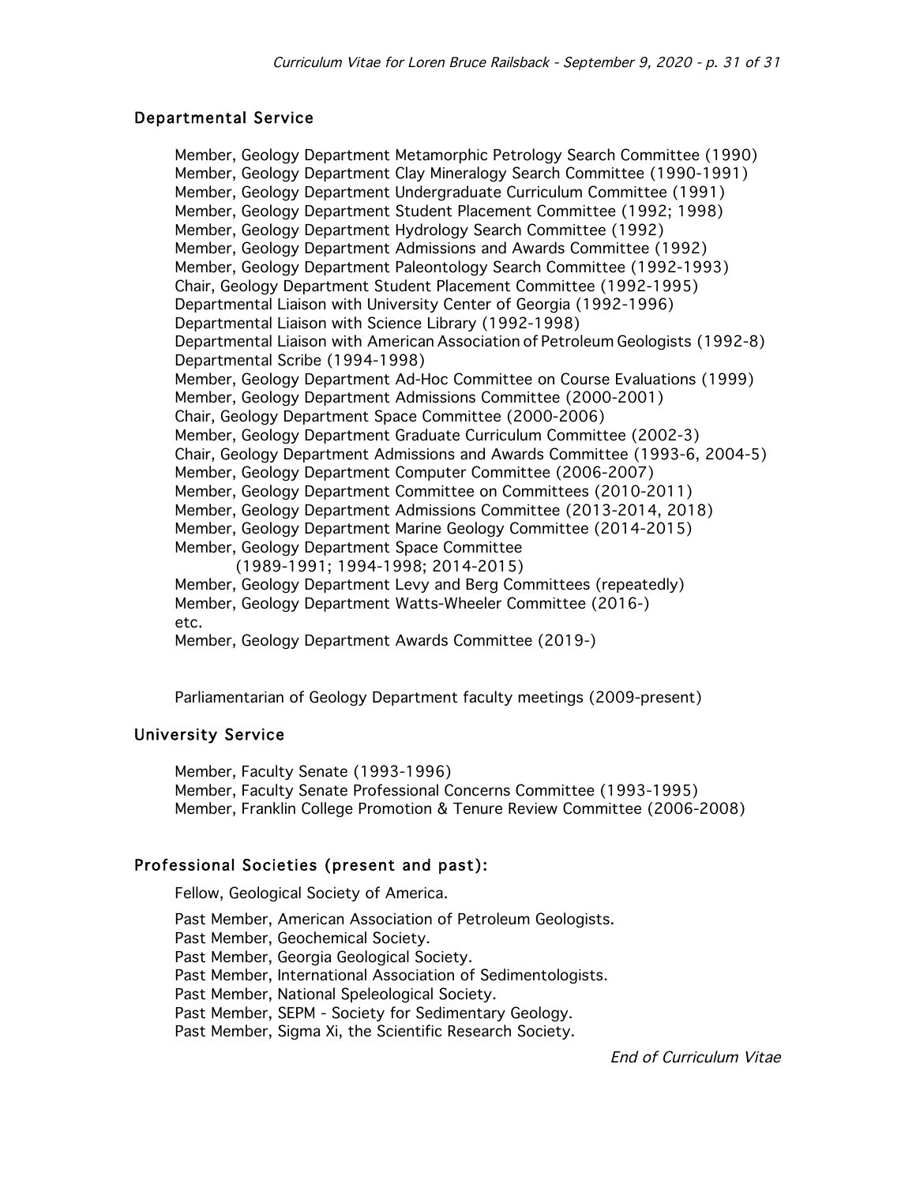## Departmental Service

Member, Geology Department Metamorphic Petrology Search Committee (1990)
Member, Geology Department Clay Mineralogy Search Committee (1990-1991)
Member, Geology Department Undergraduate Curriculum Committee (1991)
Member, Geology Department Student Placement Committee (1992; 1998)
Member, Geology Department Hydrology Search Committee (1992)
Member, Geology Department Admissions and Awards Committee (1992)
Member, Geology Department Paleontology Search Committee (1992-1993)
Chair, Geology Department Student Placement Committee (1992-1995)
Departmental Liaison with University Center of Georgia (1992-1996)
Departmental Liaison with Science Library (1992-1998)
Departmental Liaison with American Association of Petroleum Geologists (1992-8)
Departmental Scribe (1994-1998)
Member, Geology Department Ad-Hoc Committee on Course Evaluations (1999)
Member, Geology Department Admissions Committee (2000-2001)
Chair, Geology Department Space Committee (2000-2006)
Member, Geology Department Graduate Curriculum Committee (2002-3)
Chair, Geology Department Admissions and Awards Committee (1993-6, 2004-5)
Member, Geology Department Computer Committee (2006-2007)
Member, Geology Department Committee on Committees (2010-2011)
Member, Geology Department Admissions Committee (2013-2014, 2018)
Member, Geology Department Marine Geology Committee (2014-2015)
Member, Geology Department Space Committee
(1989-1991; 1994-1998; 2014-2015)
Member, Geology Department Levy and Berg Committees (repeatedly)
Member, Geology Department Watts-Wheeler Committee (2016-)
etc.
Member, Geology Department Awards Committee (2019-)

Parliamentarian of Geology Department faculty meetings (2009-present)

## University Service

Member, Faculty Senate (1993-1996)
Member, Faculty Senate Professional Concerns Committee (1993-1995)
Member, Franklin College Promotion & Tenure Review Committee (2006-2008)

## Professional Societies (present and past):

Fellow, Geological Society of America.

Past Member, American Association of Petroleum Geologists.
Past Member, Geochemical Society.
Past Member, Georgia Geological Society.
Past Member, International Association of Sedimentologists.
Past Member, National Speleological Society.
Past Member, SEPM - Society for Sedimentary Geology.
Past Member, Sigma Xi, the Scientific Research Society.

*End of Curriculum Vitae*